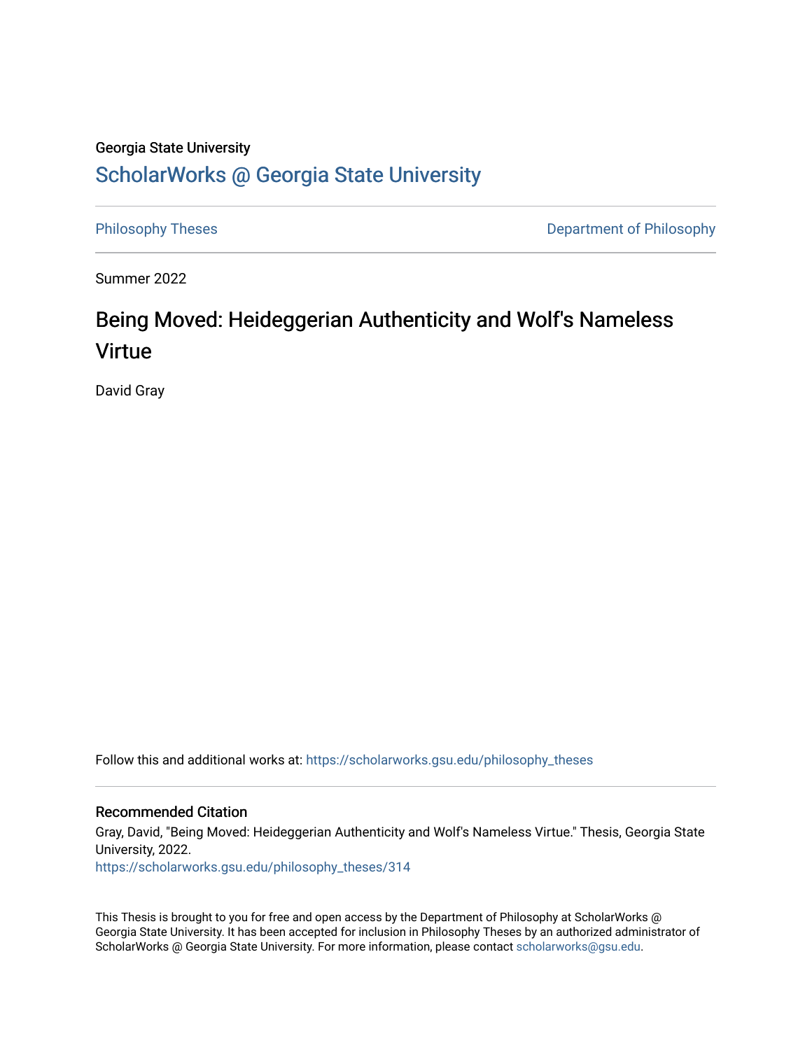Georgia State University

# ScholarWorks @ Georgia State University

Philosophy Theses

Department of Philosophy

Summer 2022

## Being Moved: Heideggerian Authenticity and Wolf's Nameless Virtue

David Gray

Follow this and additional works at: https://scholarworks.gsu.edu/philosophy_theses

### Recommended Citation

Gray, David, "Being Moved: Heideggerian Authenticity and Wolf's Nameless Virtue." Thesis, Georgia State University, 2022.
https://scholarworks.gsu.edu/philosophy_theses/314

This Thesis is brought to you for free and open access by the Department of Philosophy at ScholarWorks @ Georgia State University. It has been accepted for inclusion in Philosophy Theses by an authorized administrator of ScholarWorks @ Georgia State University. For more information, please contact scholarworks@gsu.edu.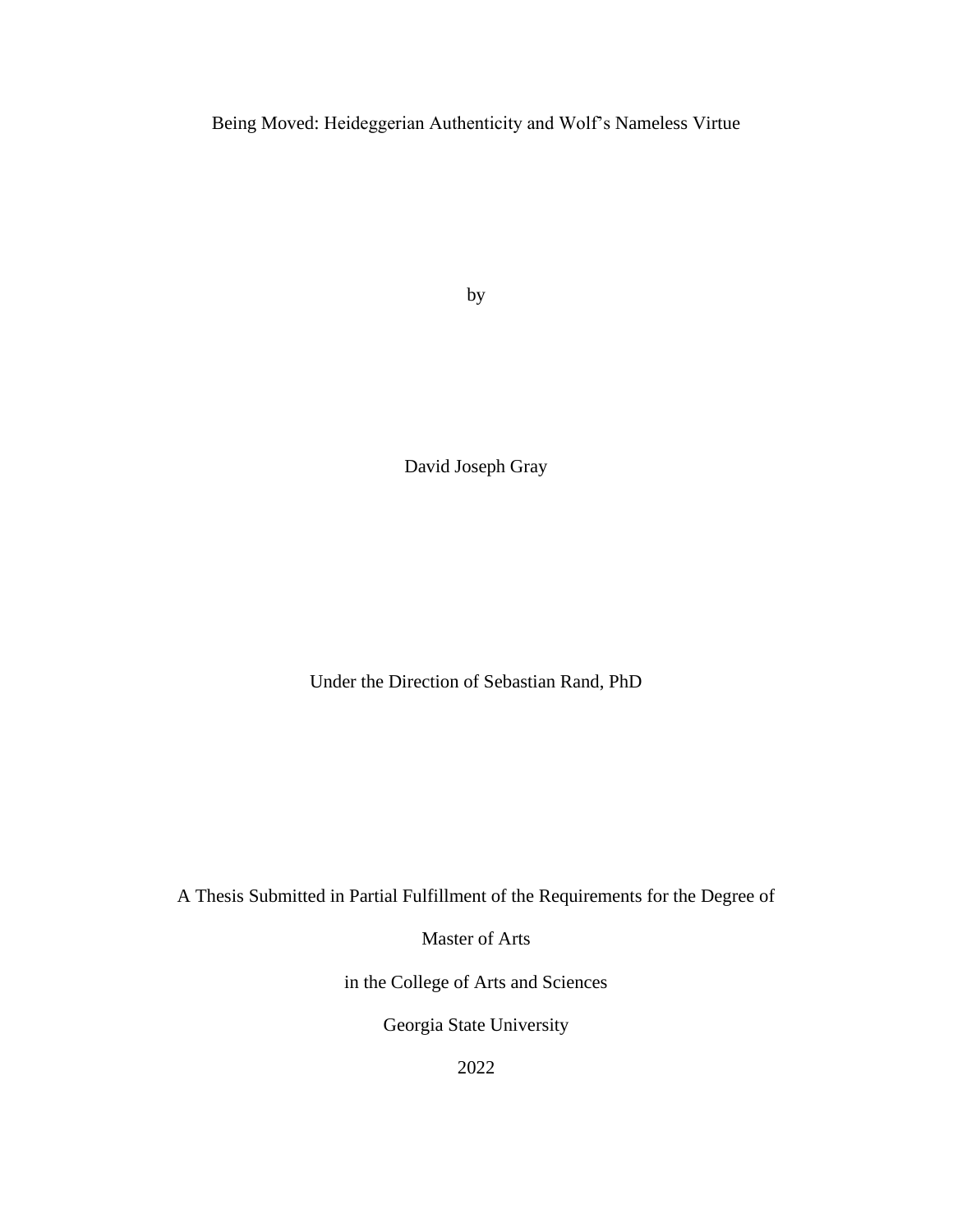Being Moved: Heideggerian Authenticity and Wolf's Nameless Virtue

by

David Joseph Gray

Under the Direction of Sebastian Rand, PhD

A Thesis Submitted in Partial Fulfillment of the Requirements for the Degree of

Master of Arts

in the College of Arts and Sciences

Georgia State University

2022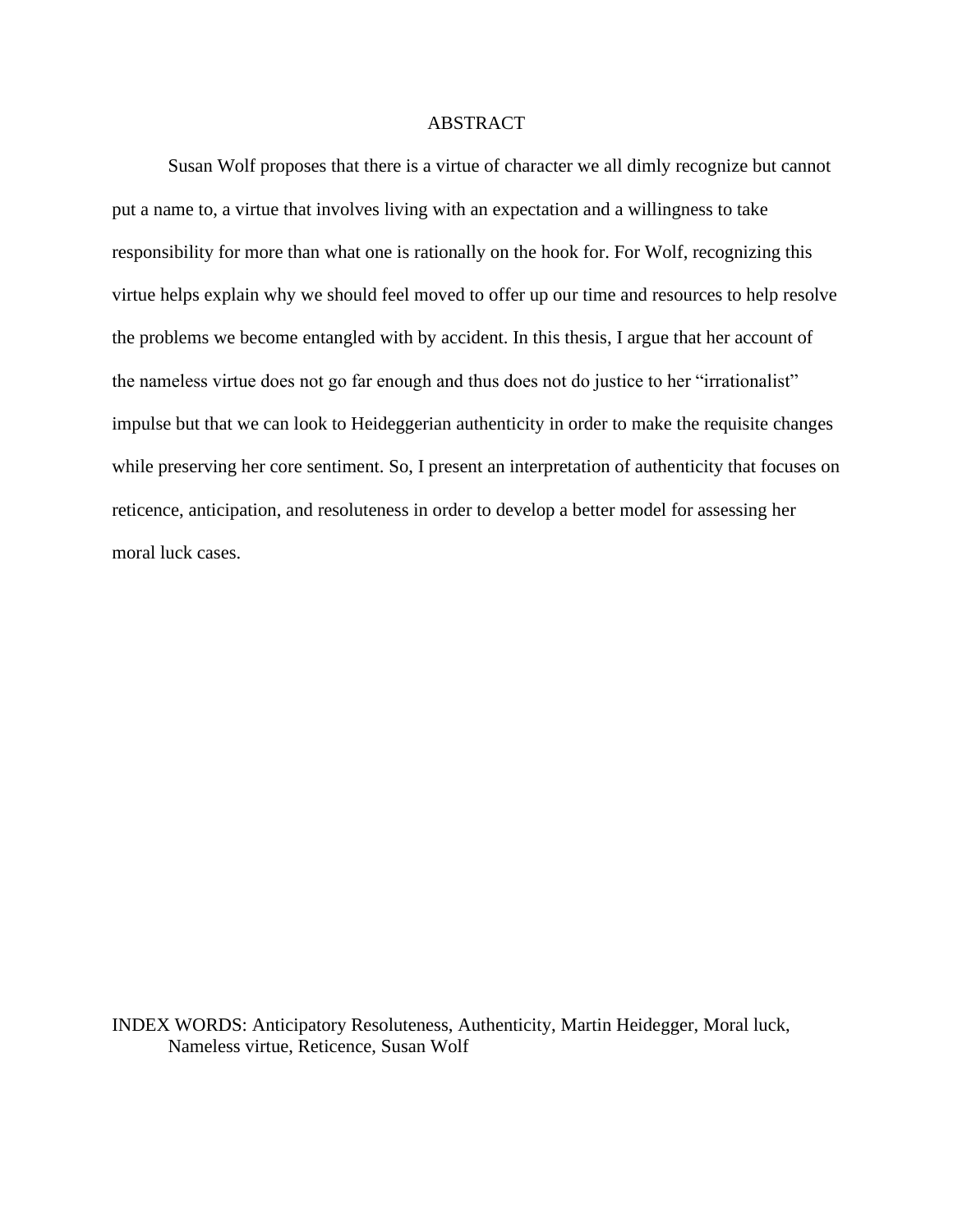# ABSTRACT

Susan Wolf proposes that there is a virtue of character we all dimly recognize but cannot put a name to, a virtue that involves living with an expectation and a willingness to take responsibility for more than what one is rationally on the hook for. For Wolf, recognizing this virtue helps explain why we should feel moved to offer up our time and resources to help resolve the problems we become entangled with by accident. In this thesis, I argue that her account of the nameless virtue does not go far enough and thus does not do justice to her "irrationalist" impulse but that we can look to Heideggerian authenticity in order to make the requisite changes while preserving her core sentiment. So, I present an interpretation of authenticity that focuses on reticence, anticipation, and resoluteness in order to develop a better model for assessing her moral luck cases.

INDEX WORDS: Anticipatory Resoluteness, Authenticity, Martin Heidegger, Moral luck, Nameless virtue, Reticence, Susan Wolf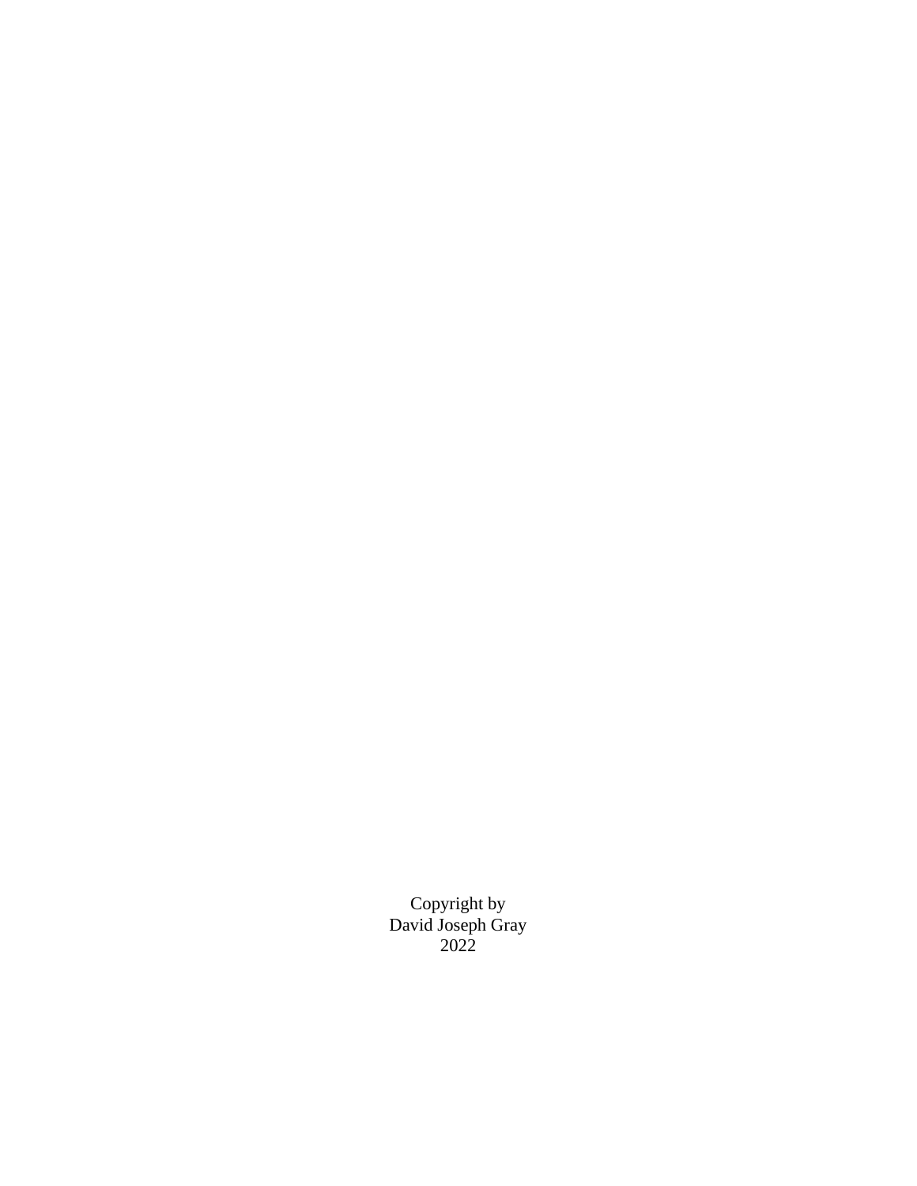Copyright by
David Joseph Gray
2022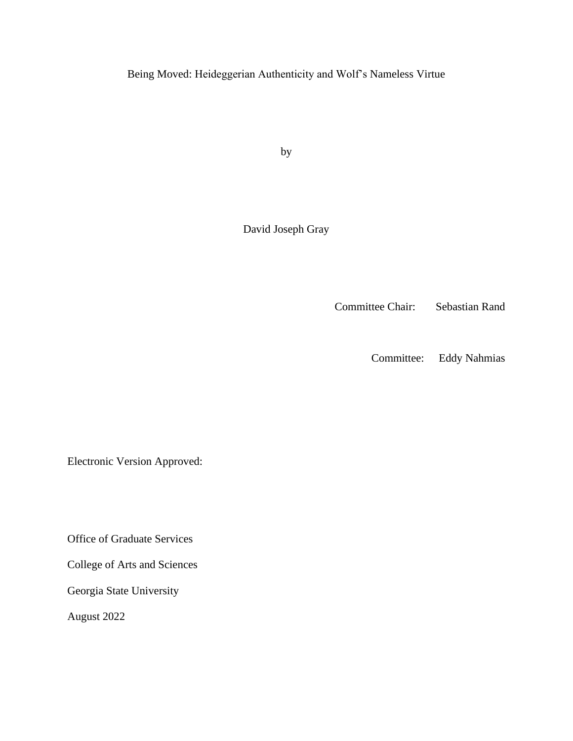Being Moved: Heideggerian Authenticity and Wolf's Nameless Virtue

by

David Joseph Gray

Committee Chair: Sebastian Rand

Committee: Eddy Nahmias

Electronic Version Approved:

Office of Graduate Services

College of Arts and Sciences

Georgia State University

August 2022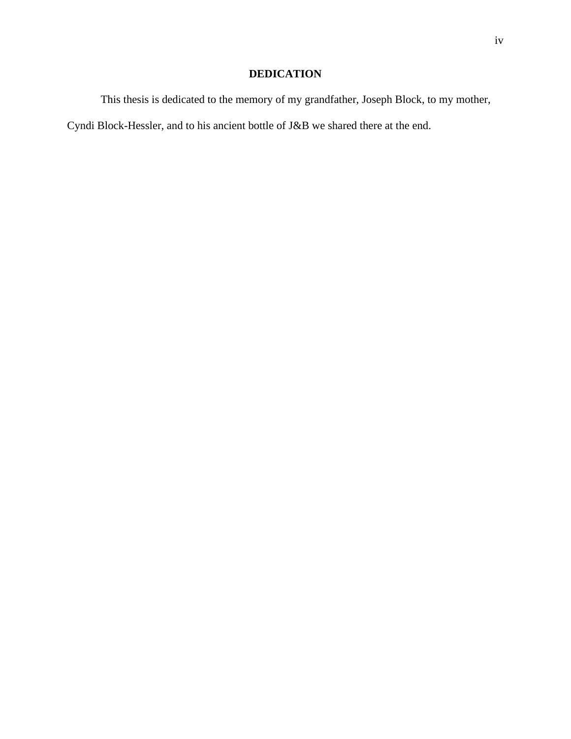# DEDICATION

This thesis is dedicated to the memory of my grandfather, Joseph Block, to my mother, Cyndi Block-Hessler, and to his ancient bottle of J&B we shared there at the end.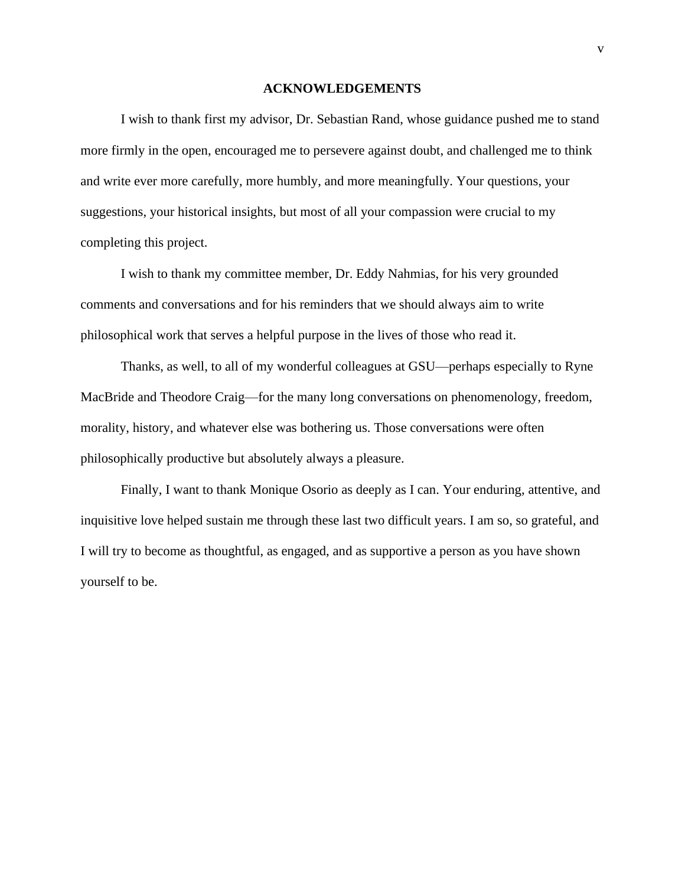## ACKNOWLEDGEMENTS

I wish to thank first my advisor, Dr. Sebastian Rand, whose guidance pushed me to stand more firmly in the open, encouraged me to persevere against doubt, and challenged me to think and write ever more carefully, more humbly, and more meaningfully. Your questions, your suggestions, your historical insights, but most of all your compassion were crucial to my completing this project.

I wish to thank my committee member, Dr. Eddy Nahmias, for his very grounded comments and conversations and for his reminders that we should always aim to write philosophical work that serves a helpful purpose in the lives of those who read it.

Thanks, as well, to all of my wonderful colleagues at GSU—perhaps especially to Ryne MacBride and Theodore Craig—for the many long conversations on phenomenology, freedom, morality, history, and whatever else was bothering us. Those conversations were often philosophically productive but absolutely always a pleasure.

Finally, I want to thank Monique Osorio as deeply as I can. Your enduring, attentive, and inquisitive love helped sustain me through these last two difficult years. I am so, so grateful, and I will try to become as thoughtful, as engaged, and as supportive a person as you have shown yourself to be.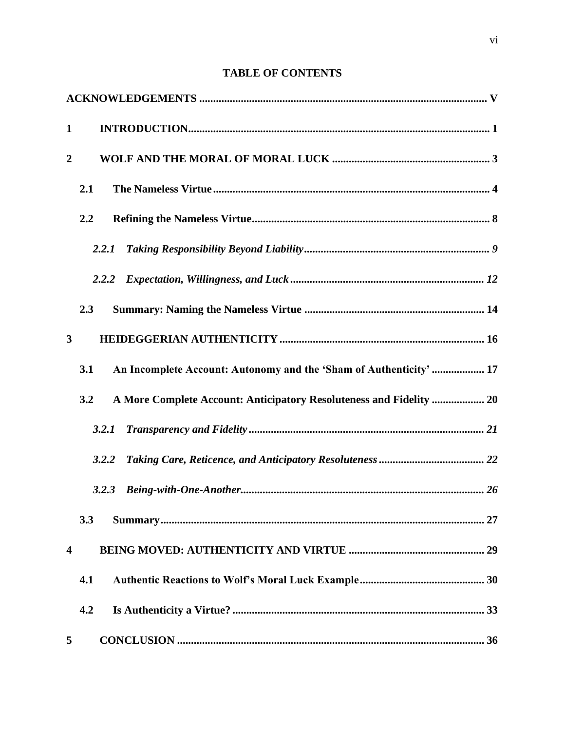# TABLE OF CONTENTS

**ACKNOWLEDGEMENTS** ........................................................................................................ **V**

**1 INTRODUCTION** ............................................................................................................ **1**

**2 WOLF AND THE MORAL OF MORAL LUCK** ......................................................... **3**

**2.1 The Nameless Virtue** .................................................................................................... **4**

**2.2 Refining the Nameless Virtue** ...................................................................................... **8**

***2.2.1 Taking Responsibility Beyond Liability*** ................................................................... ***9***

***2.2.2 Expectation, Willingness, and Luck*** ...................................................................... ***12***

**2.3 Summary: Naming the Nameless Virtue** ................................................................. **14**

**3 HEIDEGGERIAN AUTHENTICITY** .......................................................................... **16**

**3.1 An Incomplete Account: Autonomy and the 'Sham of Authenticity'** .................. **17**

**3.2 A More Complete Account: Anticipatory Resoluteness and Fidelity** .................. **20**

***3.2.1 Transparency and Fidelity*** .................................................................................... ***21***

***3.2.2 Taking Care, Reticence, and Anticipatory Resoluteness*** ...................................... ***22***

***3.2.3 Being-with-One-Another*** ....................................................................................... ***26***

**3.3 Summary** ..................................................................................................................... **27**

**4 BEING MOVED: AUTHENTICITY AND VIRTUE** ................................................. **29**

**4.1 Authentic Reactions to Wolf's Moral Luck Example** ............................................. **30**

**4.2 Is Authenticity a Virtue?** ........................................................................................... **33**

**5 CONCLUSION** .............................................................................................................. **36**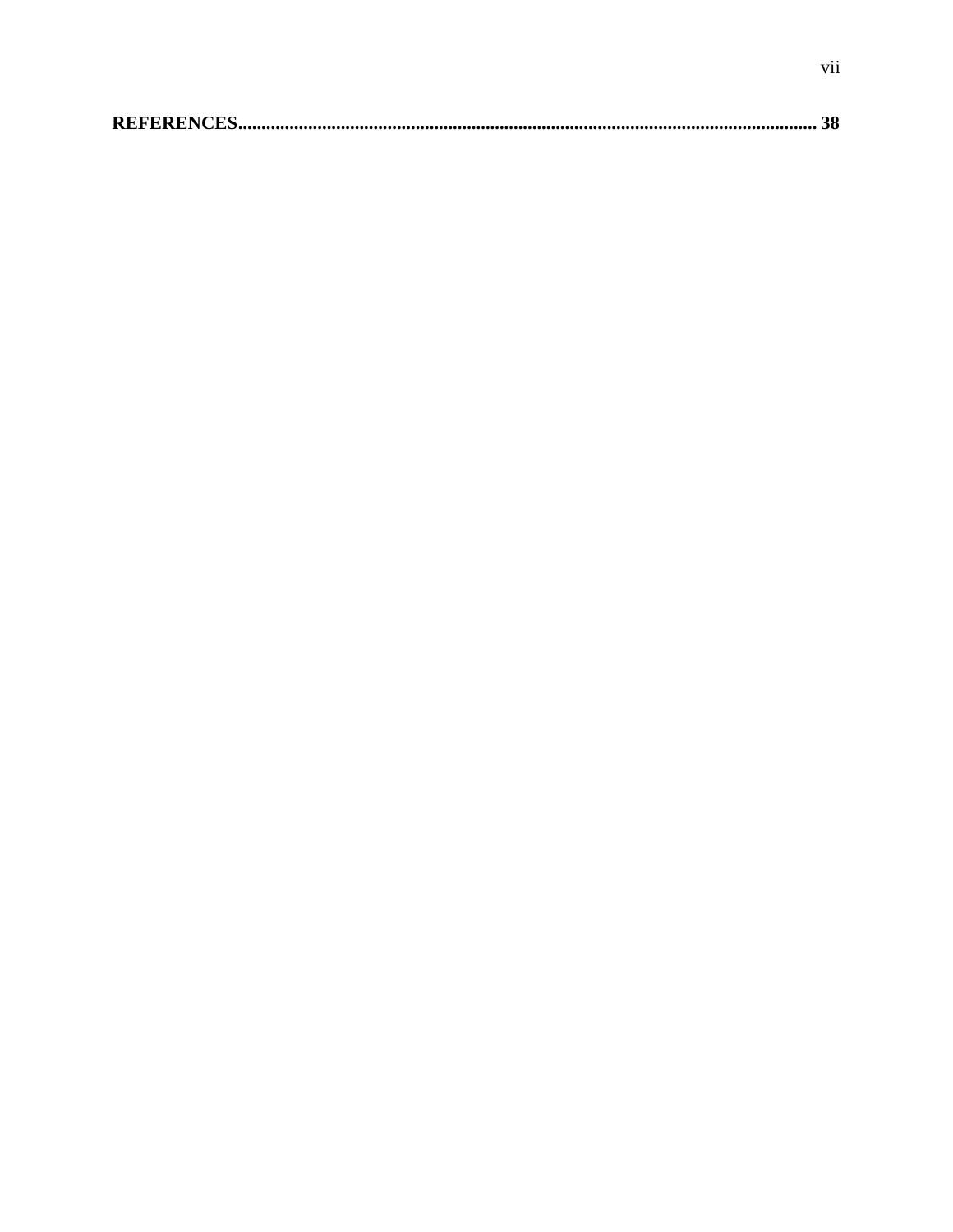**REFERENCES............................................................................................................................ 38**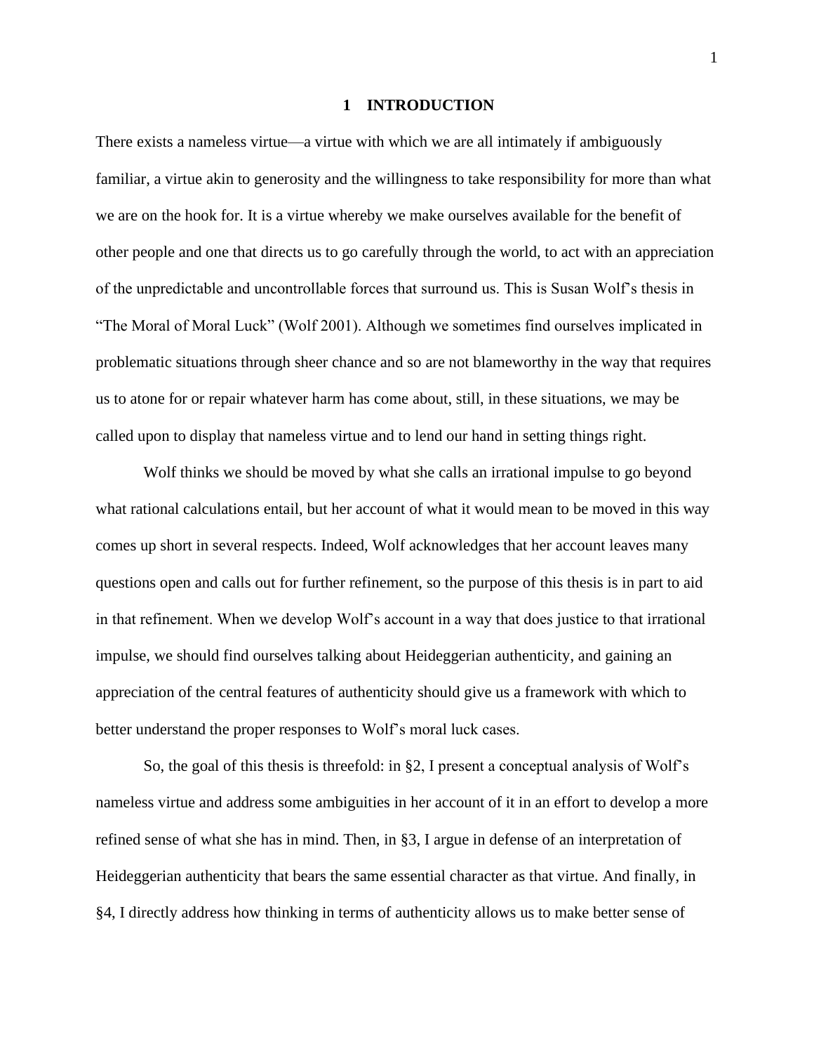# 1 INTRODUCTION

There exists a nameless virtue—a virtue with which we are all intimately if ambiguously familiar, a virtue akin to generosity and the willingness to take responsibility for more than what we are on the hook for. It is a virtue whereby we make ourselves available for the benefit of other people and one that directs us to go carefully through the world, to act with an appreciation of the unpredictable and uncontrollable forces that surround us. This is Susan Wolf's thesis in "The Moral of Moral Luck" (Wolf 2001). Although we sometimes find ourselves implicated in problematic situations through sheer chance and so are not blameworthy in the way that requires us to atone for or repair whatever harm has come about, still, in these situations, we may be called upon to display that nameless virtue and to lend our hand in setting things right.

Wolf thinks we should be moved by what she calls an irrational impulse to go beyond what rational calculations entail, but her account of what it would mean to be moved in this way comes up short in several respects. Indeed, Wolf acknowledges that her account leaves many questions open and calls out for further refinement, so the purpose of this thesis is in part to aid in that refinement. When we develop Wolf's account in a way that does justice to that irrational impulse, we should find ourselves talking about Heideggerian authenticity, and gaining an appreciation of the central features of authenticity should give us a framework with which to better understand the proper responses to Wolf's moral luck cases.

So, the goal of this thesis is threefold: in §2, I present a conceptual analysis of Wolf's nameless virtue and address some ambiguities in her account of it in an effort to develop a more refined sense of what she has in mind. Then, in §3, I argue in defense of an interpretation of Heideggerian authenticity that bears the same essential character as that virtue. And finally, in §4, I directly address how thinking in terms of authenticity allows us to make better sense of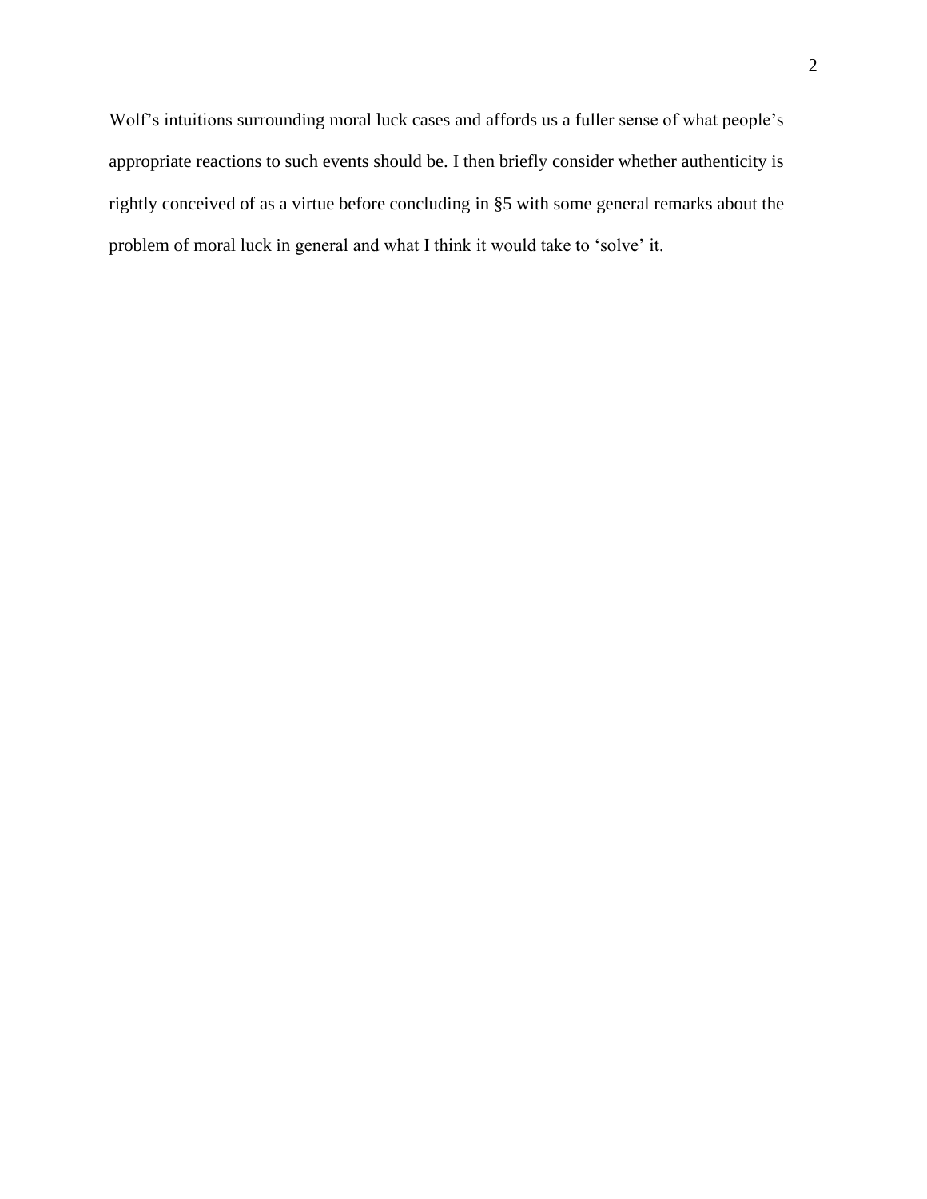Wolf’s intuitions surrounding moral luck cases and affords us a fuller sense of what people’s appropriate reactions to such events should be. I then briefly consider whether authenticity is rightly conceived of as a virtue before concluding in §5 with some general remarks about the problem of moral luck in general and what I think it would take to ‘solve’ it.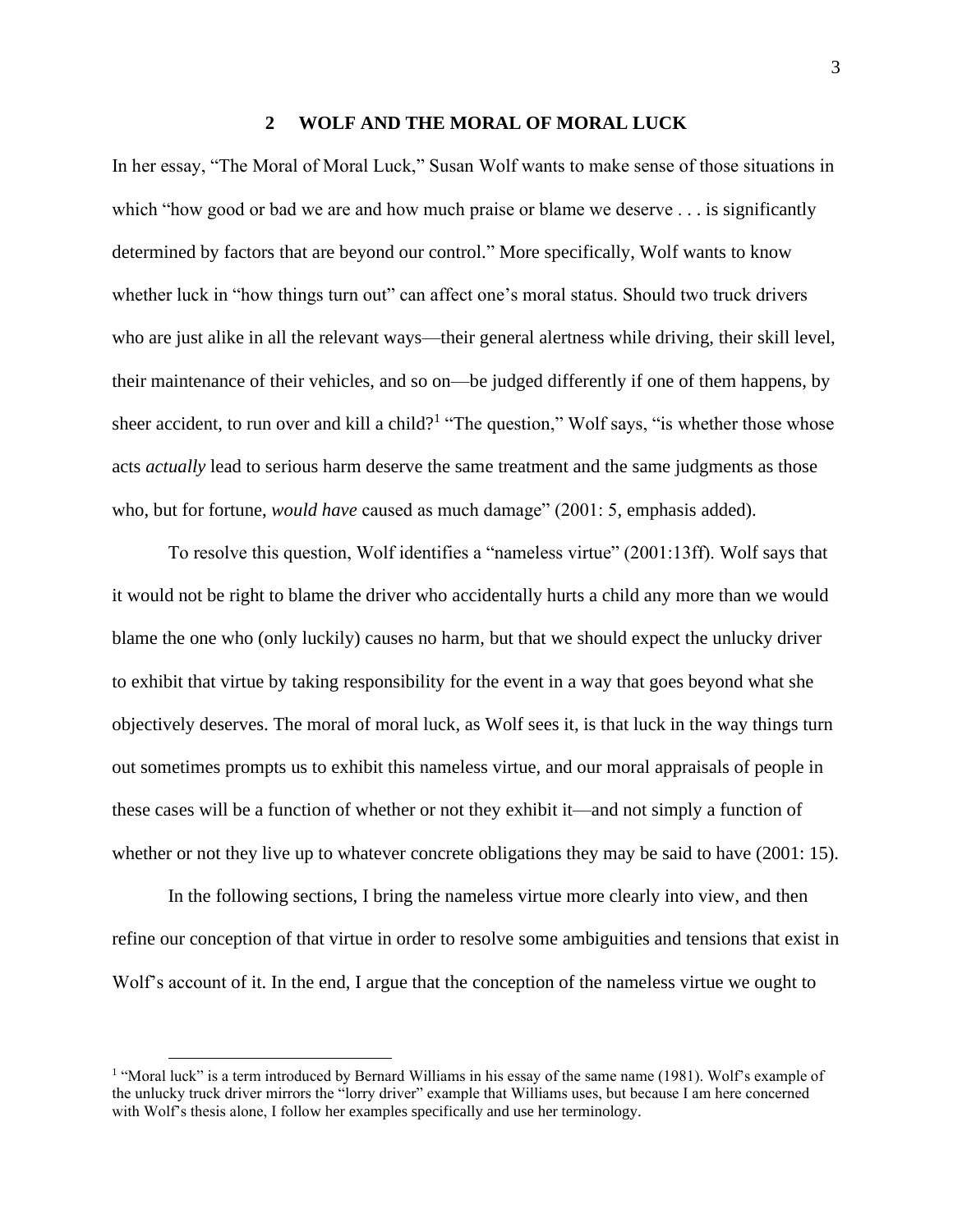## 2 WOLF AND THE MORAL OF MORAL LUCK

In her essay, "The Moral of Moral Luck," Susan Wolf wants to make sense of those situations in which "how good or bad we are and how much praise or blame we deserve . . . is significantly determined by factors that are beyond our control." More specifically, Wolf wants to know whether luck in "how things turn out" can affect one's moral status. Should two truck drivers who are just alike in all the relevant ways—their general alertness while driving, their skill level, their maintenance of their vehicles, and so on—be judged differently if one of them happens, by sheer accident, to run over and kill a child?[1] "The question," Wolf says, "is whether those whose acts *actually* lead to serious harm deserve the same treatment and the same judgments as those who, but for fortune, *would have* caused as much damage" (2001: 5, emphasis added).

To resolve this question, Wolf identifies a "nameless virtue" (2001:13ff). Wolf says that it would not be right to blame the driver who accidentally hurts a child any more than we would blame the one who (only luckily) causes no harm, but that we should expect the unlucky driver to exhibit that virtue by taking responsibility for the event in a way that goes beyond what she objectively deserves. The moral of moral luck, as Wolf sees it, is that luck in the way things turn out sometimes prompts us to exhibit this nameless virtue, and our moral appraisals of people in these cases will be a function of whether or not they exhibit it—and not simply a function of whether or not they live up to whatever concrete obligations they may be said to have (2001: 15).

In the following sections, I bring the nameless virtue more clearly into view, and then refine our conception of that virtue in order to resolve some ambiguities and tensions that exist in Wolf's account of it. In the end, I argue that the conception of the nameless virtue we ought to

[1] "Moral luck" is a term introduced by Bernard Williams in his essay of the same name (1981). Wolf's example of the unlucky truck driver mirrors the "lorry driver" example that Williams uses, but because I am here concerned with Wolf's thesis alone, I follow her examples specifically and use her terminology.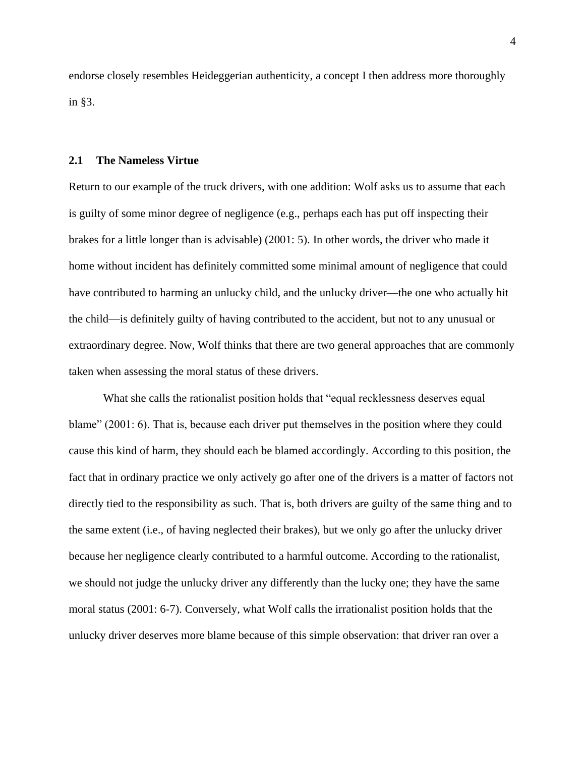endorse closely resembles Heideggerian authenticity, a concept I then address more thoroughly in §3.

## 2.1 The Nameless Virtue

Return to our example of the truck drivers, with one addition: Wolf asks us to assume that each is guilty of some minor degree of negligence (e.g., perhaps each has put off inspecting their brakes for a little longer than is advisable) (2001: 5). In other words, the driver who made it home without incident has definitely committed some minimal amount of negligence that could have contributed to harming an unlucky child, and the unlucky driver—the one who actually hit the child—is definitely guilty of having contributed to the accident, but not to any unusual or extraordinary degree. Now, Wolf thinks that there are two general approaches that are commonly taken when assessing the moral status of these drivers.

What she calls the rationalist position holds that "equal recklessness deserves equal blame" (2001: 6). That is, because each driver put themselves in the position where they could cause this kind of harm, they should each be blamed accordingly. According to this position, the fact that in ordinary practice we only actively go after one of the drivers is a matter of factors not directly tied to the responsibility as such. That is, both drivers are guilty of the same thing and to the same extent (i.e., of having neglected their brakes), but we only go after the unlucky driver because her negligence clearly contributed to a harmful outcome. According to the rationalist, we should not judge the unlucky driver any differently than the lucky one; they have the same moral status (2001: 6-7). Conversely, what Wolf calls the irrationalist position holds that the unlucky driver deserves more blame because of this simple observation: that driver ran over a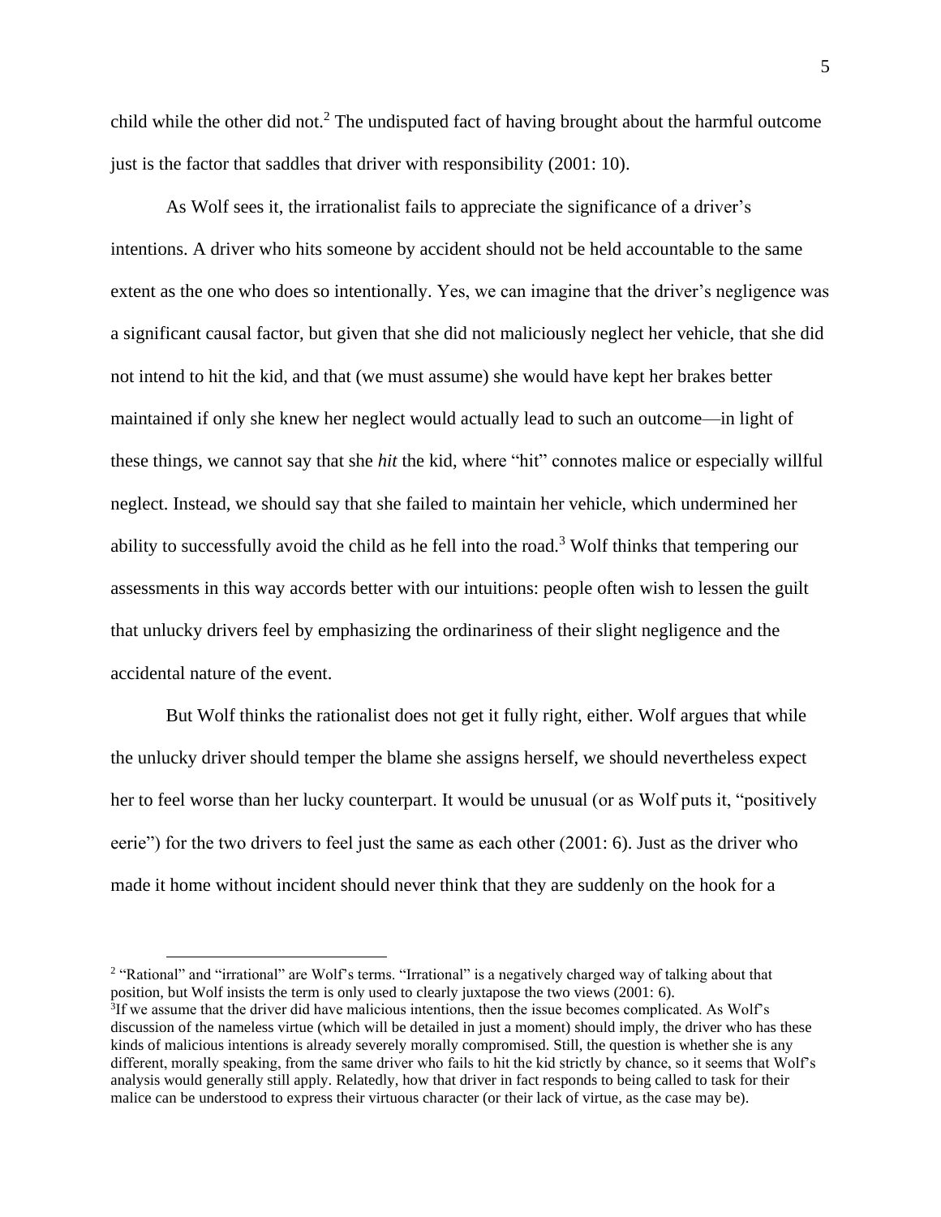child while the other did not.[2] The undisputed fact of having brought about the harmful outcome just is the factor that saddles that driver with responsibility (2001: 10).

As Wolf sees it, the irrationalist fails to appreciate the significance of a driver's intentions. A driver who hits someone by accident should not be held accountable to the same extent as the one who does so intentionally. Yes, we can imagine that the driver's negligence was a significant causal factor, but given that she did not maliciously neglect her vehicle, that she did not intend to hit the kid, and that (we must assume) she would have kept her brakes better maintained if only she knew her neglect would actually lead to such an outcome—in light of these things, we cannot say that she *hit* the kid, where "hit" connotes malice or especially willful neglect. Instead, we should say that she failed to maintain her vehicle, which undermined her ability to successfully avoid the child as he fell into the road.[3] Wolf thinks that tempering our assessments in this way accords better with our intuitions: people often wish to lessen the guilt that unlucky drivers feel by emphasizing the ordinariness of their slight negligence and the accidental nature of the event.

But Wolf thinks the rationalist does not get it fully right, either. Wolf argues that while the unlucky driver should temper the blame she assigns herself, we should nevertheless expect her to feel worse than her lucky counterpart. It would be unusual (or as Wolf puts it, "positively eerie") for the two drivers to feel just the same as each other (2001: 6). Just as the driver who made it home without incident should never think that they are suddenly on the hook for a

---

[2] "Rational" and "irrational" are Wolf's terms. "Irrational" is a negatively charged way of talking about that position, but Wolf insists the term is only used to clearly juxtapose the two views (2001: 6).

[3] If we assume that the driver did have malicious intentions, then the issue becomes complicated. As Wolf's discussion of the nameless virtue (which will be detailed in just a moment) should imply, the driver who has these kinds of malicious intentions is already severely morally compromised. Still, the question is whether she is any different, morally speaking, from the same driver who fails to hit the kid strictly by chance, so it seems that Wolf's analysis would generally still apply. Relatedly, how that driver in fact responds to being called to task for their malice can be understood to express their virtuous character (or their lack of virtue, as the case may be).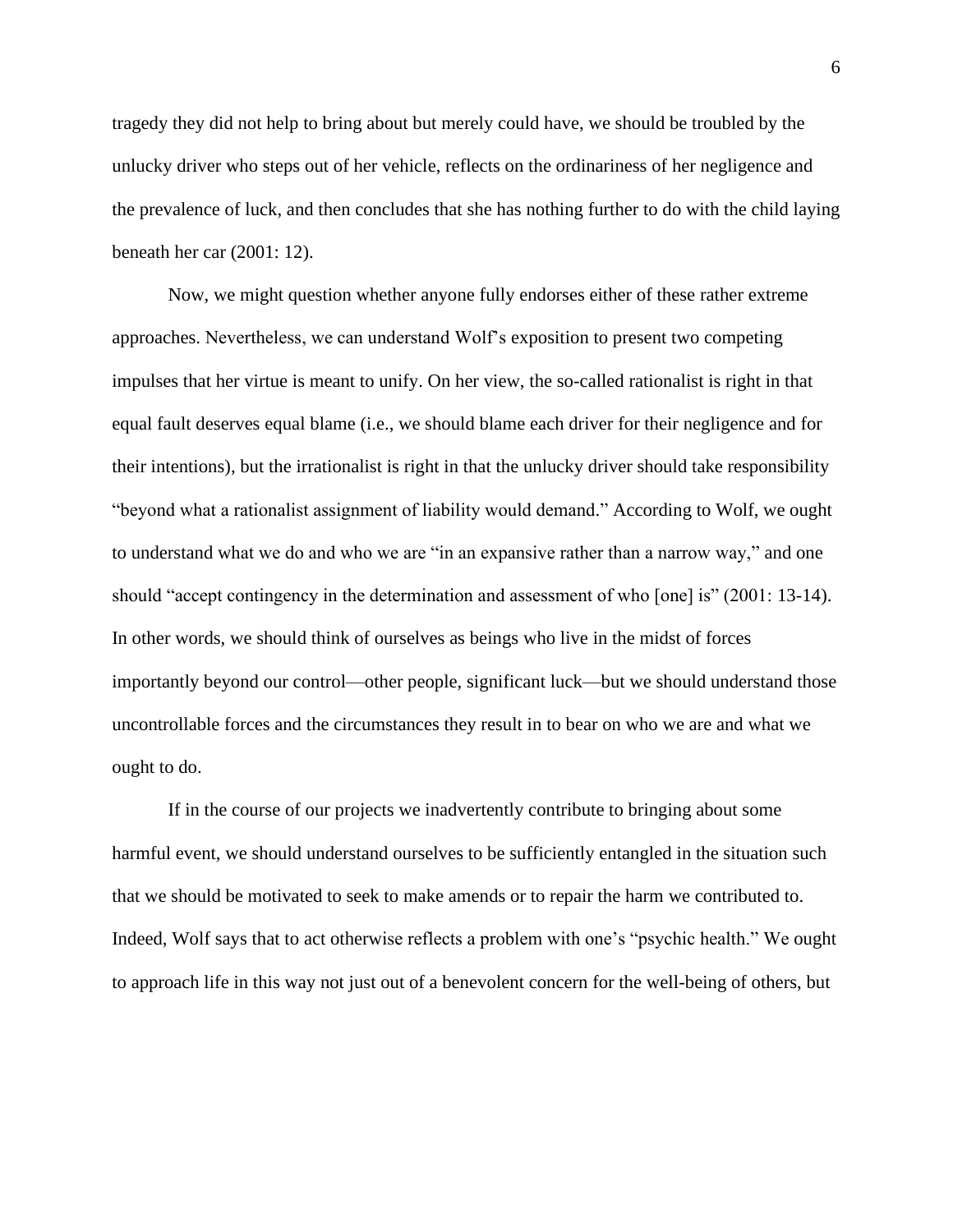tragedy they did not help to bring about but merely could have, we should be troubled by the unlucky driver who steps out of her vehicle, reflects on the ordinariness of her negligence and the prevalence of luck, and then concludes that she has nothing further to do with the child laying beneath her car (2001: 12).

Now, we might question whether anyone fully endorses either of these rather extreme approaches. Nevertheless, we can understand Wolf's exposition to present two competing impulses that her virtue is meant to unify. On her view, the so-called rationalist is right in that equal fault deserves equal blame (i.e., we should blame each driver for their negligence and for their intentions), but the irrationalist is right in that the unlucky driver should take responsibility "beyond what a rationalist assignment of liability would demand." According to Wolf, we ought to understand what we do and who we are "in an expansive rather than a narrow way," and one should "accept contingency in the determination and assessment of who [one] is" (2001: 13-14). In other words, we should think of ourselves as beings who live in the midst of forces importantly beyond our control—other people, significant luck—but we should understand those uncontrollable forces and the circumstances they result in to bear on who we are and what we ought to do.

If in the course of our projects we inadvertently contribute to bringing about some harmful event, we should understand ourselves to be sufficiently entangled in the situation such that we should be motivated to seek to make amends or to repair the harm we contributed to. Indeed, Wolf says that to act otherwise reflects a problem with one's "psychic health." We ought to approach life in this way not just out of a benevolent concern for the well-being of others, but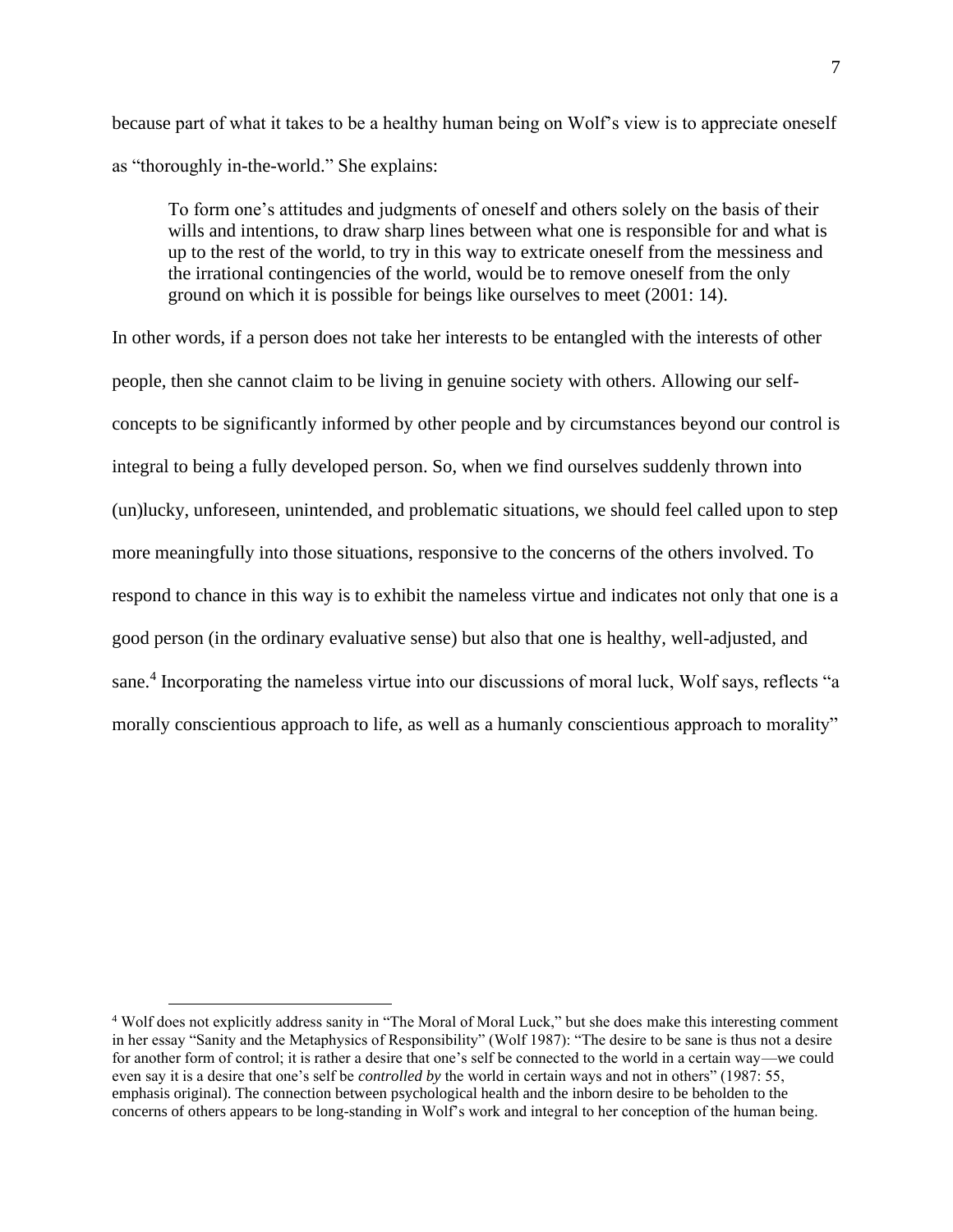because part of what it takes to be a healthy human being on Wolf's view is to appreciate oneself as "thoroughly in-the-world." She explains:

> To form one's attitudes and judgments of oneself and others solely on the basis of their wills and intentions, to draw sharp lines between what one is responsible for and what is up to the rest of the world, to try in this way to extricate oneself from the messiness and the irrational contingencies of the world, would be to remove oneself from the only ground on which it is possible for beings like ourselves to meet (2001: 14).

In other words, if a person does not take her interests to be entangled with the interests of other people, then she cannot claim to be living in genuine society with others. Allowing our self-concepts to be significantly informed by other people and by circumstances beyond our control is integral to being a fully developed person. So, when we find ourselves suddenly thrown into (un)lucky, unforeseen, unintended, and problematic situations, we should feel called upon to step more meaningfully into those situations, responsive to the concerns of the others involved. To respond to chance in this way is to exhibit the nameless virtue and indicates not only that one is a good person (in the ordinary evaluative sense) but also that one is healthy, well-adjusted, and sane.[4] Incorporating the nameless virtue into our discussions of moral luck, Wolf says, reflects "a morally conscientious approach to life, as well as a humanly conscientious approach to morality"

---

[4] Wolf does not explicitly address sanity in "The Moral of Moral Luck," but she does make this interesting comment in her essay "Sanity and the Metaphysics of Responsibility" (Wolf 1987): "The desire to be sane is thus not a desire for another form of control; it is rather a desire that one's self be connected to the world in a certain way—we could even say it is a desire that one's self be *controlled by* the world in certain ways and not in others" (1987: 55, emphasis original). The connection between psychological health and the inborn desire to be beholden to the concerns of others appears to be long-standing in Wolf's work and integral to her conception of the human being.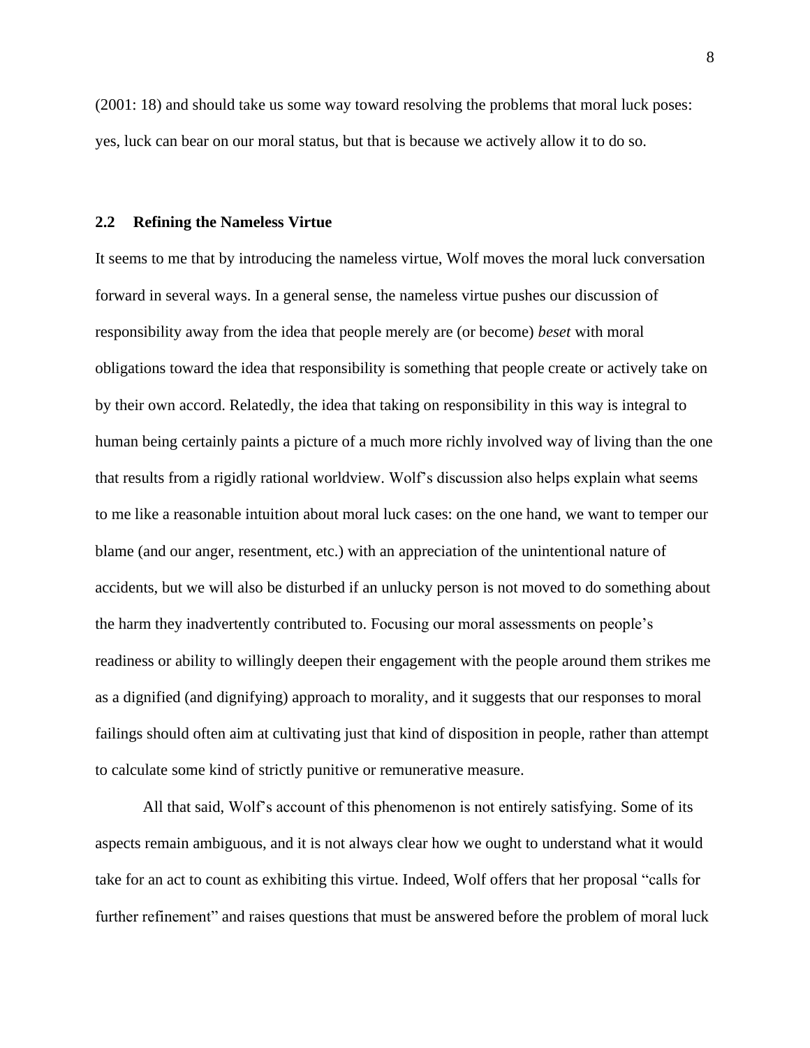(2001: 18) and should take us some way toward resolving the problems that moral luck poses: yes, luck can bear on our moral status, but that is because we actively allow it to do so.

### 2.2 Refining the Nameless Virtue

It seems to me that by introducing the nameless virtue, Wolf moves the moral luck conversation forward in several ways. In a general sense, the nameless virtue pushes our discussion of responsibility away from the idea that people merely are (or become) *beset* with moral obligations toward the idea that responsibility is something that people create or actively take on by their own accord. Relatedly, the idea that taking on responsibility in this way is integral to human being certainly paints a picture of a much more richly involved way of living than the one that results from a rigidly rational worldview. Wolf's discussion also helps explain what seems to me like a reasonable intuition about moral luck cases: on the one hand, we want to temper our blame (and our anger, resentment, etc.) with an appreciation of the unintentional nature of accidents, but we will also be disturbed if an unlucky person is not moved to do something about the harm they inadvertently contributed to. Focusing our moral assessments on people's readiness or ability to willingly deepen their engagement with the people around them strikes me as a dignified (and dignifying) approach to morality, and it suggests that our responses to moral failings should often aim at cultivating just that kind of disposition in people, rather than attempt to calculate some kind of strictly punitive or remunerative measure.

All that said, Wolf's account of this phenomenon is not entirely satisfying. Some of its aspects remain ambiguous, and it is not always clear how we ought to understand what it would take for an act to count as exhibiting this virtue. Indeed, Wolf offers that her proposal "calls for further refinement" and raises questions that must be answered before the problem of moral luck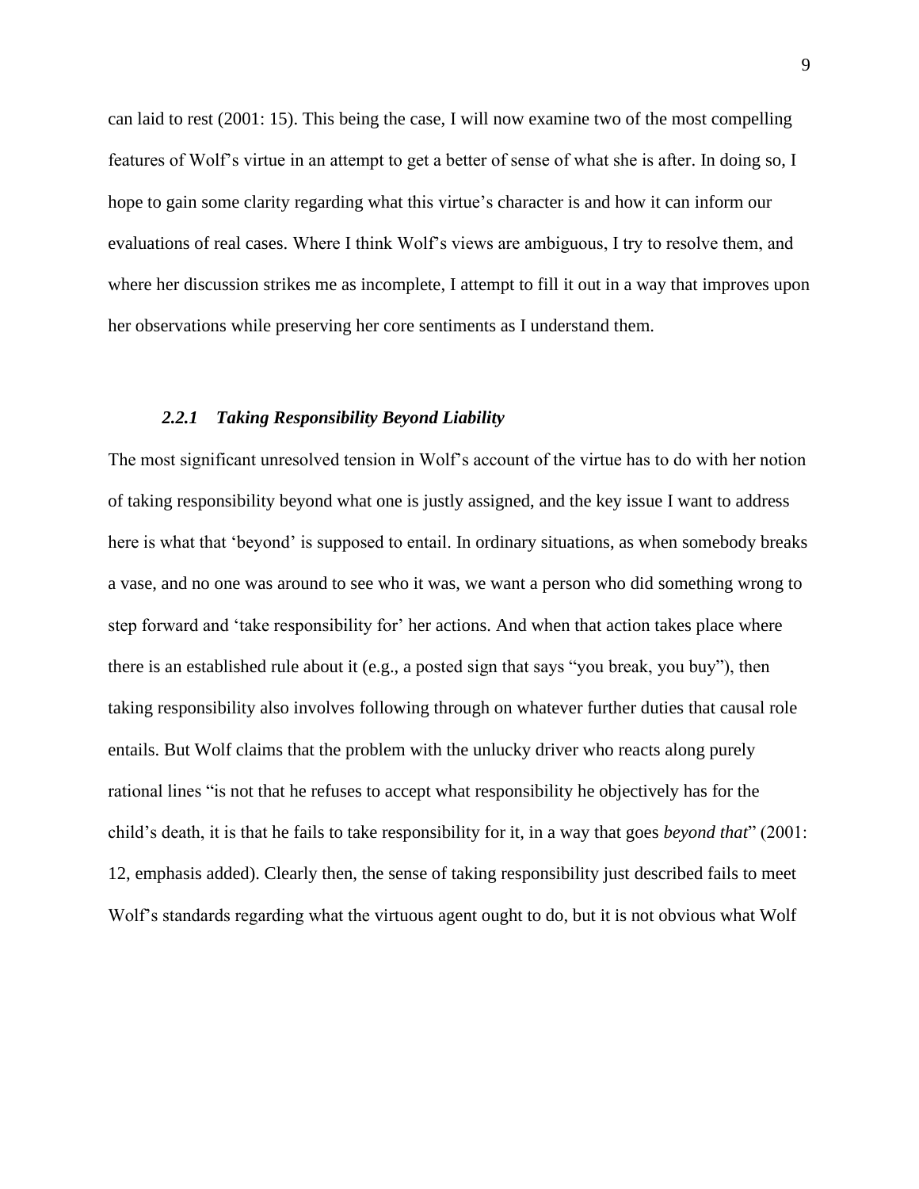can laid to rest (2001: 15). This being the case, I will now examine two of the most compelling features of Wolf's virtue in an attempt to get a better of sense of what she is after. In doing so, I hope to gain some clarity regarding what this virtue's character is and how it can inform our evaluations of real cases. Where I think Wolf's views are ambiguous, I try to resolve them, and where her discussion strikes me as incomplete, I attempt to fill it out in a way that improves upon her observations while preserving her core sentiments as I understand them.

### *2.2.1 Taking Responsibility Beyond Liability*

The most significant unresolved tension in Wolf's account of the virtue has to do with her notion of taking responsibility beyond what one is justly assigned, and the key issue I want to address here is what that 'beyond' is supposed to entail. In ordinary situations, as when somebody breaks a vase, and no one was around to see who it was, we want a person who did something wrong to step forward and 'take responsibility for' her actions. And when that action takes place where there is an established rule about it (e.g., a posted sign that says "you break, you buy"), then taking responsibility also involves following through on whatever further duties that causal role entails. But Wolf claims that the problem with the unlucky driver who reacts along purely rational lines "is not that he refuses to accept what responsibility he objectively has for the child's death, it is that he fails to take responsibility for it, in a way that goes *beyond that*" (2001: 12, emphasis added). Clearly then, the sense of taking responsibility just described fails to meet Wolf's standards regarding what the virtuous agent ought to do, but it is not obvious what Wolf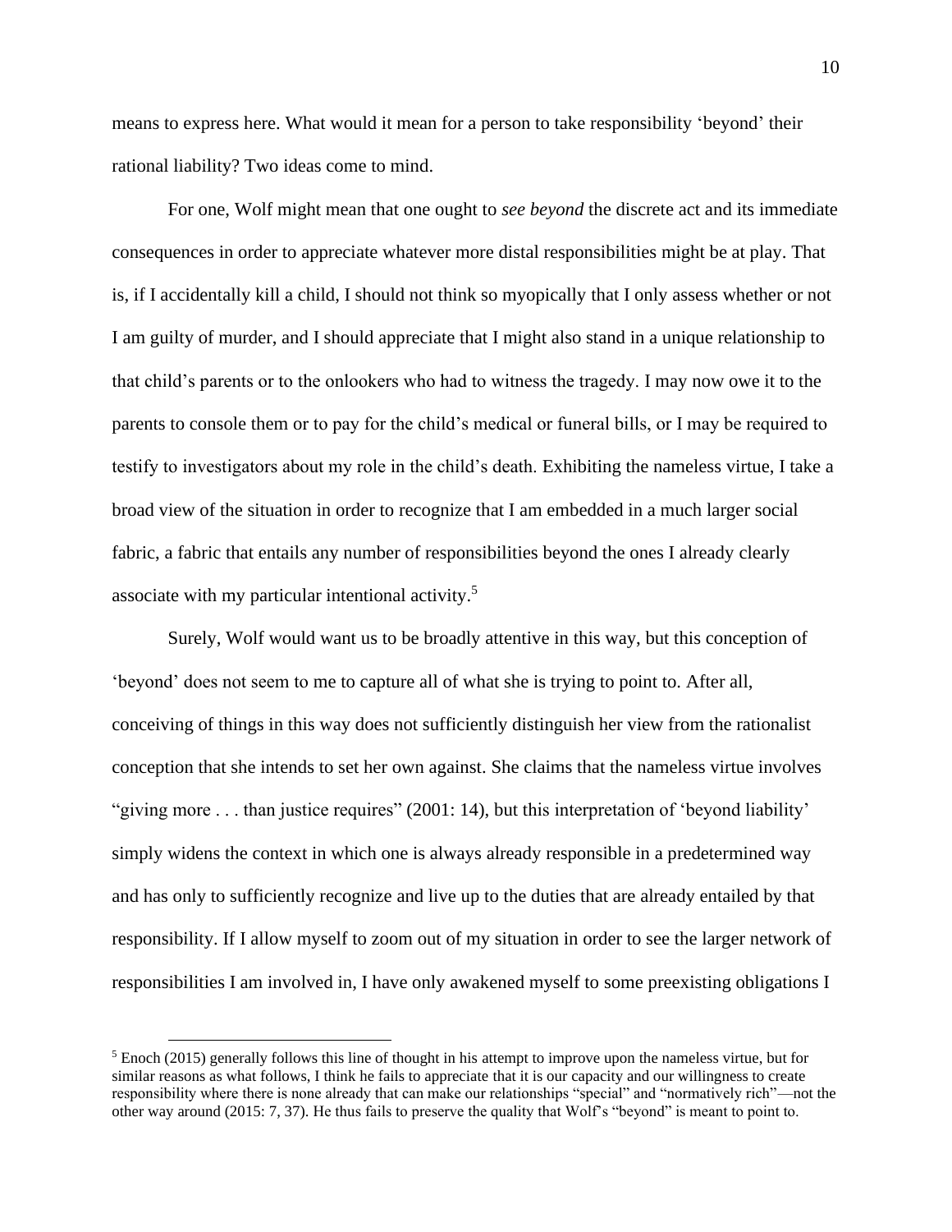means to express here. What would it mean for a person to take responsibility 'beyond' their rational liability? Two ideas come to mind.

For one, Wolf might mean that one ought to *see beyond* the discrete act and its immediate consequences in order to appreciate whatever more distal responsibilities might be at play. That is, if I accidentally kill a child, I should not think so myopically that I only assess whether or not I am guilty of murder, and I should appreciate that I might also stand in a unique relationship to that child's parents or to the onlookers who had to witness the tragedy. I may now owe it to the parents to console them or to pay for the child's medical or funeral bills, or I may be required to testify to investigators about my role in the child's death. Exhibiting the nameless virtue, I take a broad view of the situation in order to recognize that I am embedded in a much larger social fabric, a fabric that entails any number of responsibilities beyond the ones I already clearly associate with my particular intentional activity.[5]

Surely, Wolf would want us to be broadly attentive in this way, but this conception of 'beyond' does not seem to me to capture all of what she is trying to point to. After all, conceiving of things in this way does not sufficiently distinguish her view from the rationalist conception that she intends to set her own against. She claims that the nameless virtue involves "giving more . . . than justice requires" (2001: 14), but this interpretation of 'beyond liability' simply widens the context in which one is always already responsible in a predetermined way and has only to sufficiently recognize and live up to the duties that are already entailed by that responsibility. If I allow myself to zoom out of my situation in order to see the larger network of responsibilities I am involved in, I have only awakened myself to some preexisting obligations I

[5] Enoch (2015) generally follows this line of thought in his attempt to improve upon the nameless virtue, but for similar reasons as what follows, I think he fails to appreciate that it is our capacity and our willingness to create responsibility where there is none already that can make our relationships "special" and "normatively rich"—not the other way around (2015: 7, 37). He thus fails to preserve the quality that Wolf's "beyond" is meant to point to.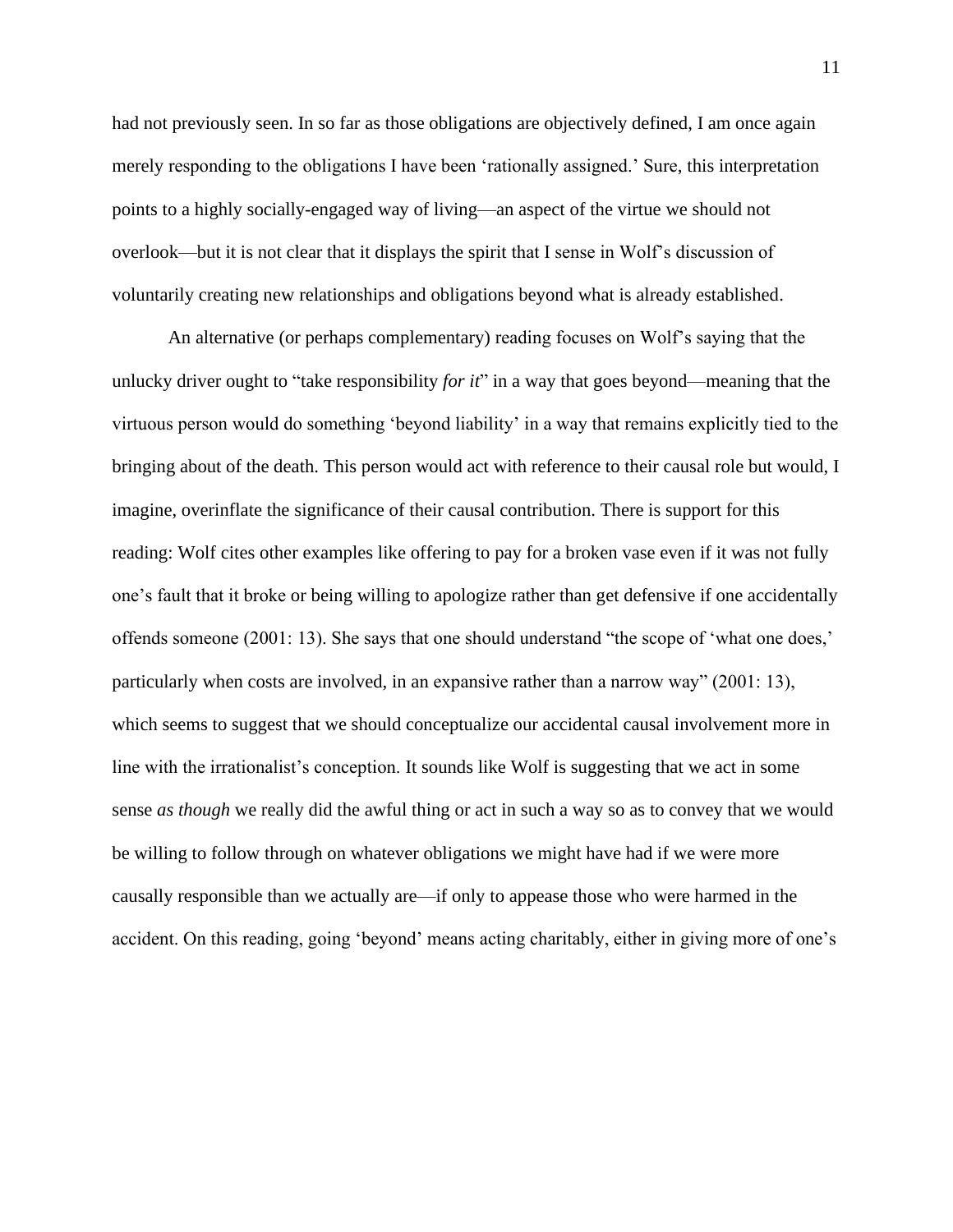had not previously seen. In so far as those obligations are objectively defined, I am once again merely responding to the obligations I have been 'rationally assigned.' Sure, this interpretation points to a highly socially-engaged way of living—an aspect of the virtue we should not overlook—but it is not clear that it displays the spirit that I sense in Wolf's discussion of voluntarily creating new relationships and obligations beyond what is already established.

An alternative (or perhaps complementary) reading focuses on Wolf's saying that the unlucky driver ought to "take responsibility *for it*" in a way that goes beyond—meaning that the virtuous person would do something 'beyond liability' in a way that remains explicitly tied to the bringing about of the death. This person would act with reference to their causal role but would, I imagine, overinflate the significance of their causal contribution. There is support for this reading: Wolf cites other examples like offering to pay for a broken vase even if it was not fully one's fault that it broke or being willing to apologize rather than get defensive if one accidentally offends someone (2001: 13). She says that one should understand "the scope of 'what one does,' particularly when costs are involved, in an expansive rather than a narrow way" (2001: 13), which seems to suggest that we should conceptualize our accidental causal involvement more in line with the irrationalist's conception. It sounds like Wolf is suggesting that we act in some sense *as though* we really did the awful thing or act in such a way so as to convey that we would be willing to follow through on whatever obligations we might have had if we were more causally responsible than we actually are—if only to appease those who were harmed in the accident. On this reading, going 'beyond' means acting charitably, either in giving more of one's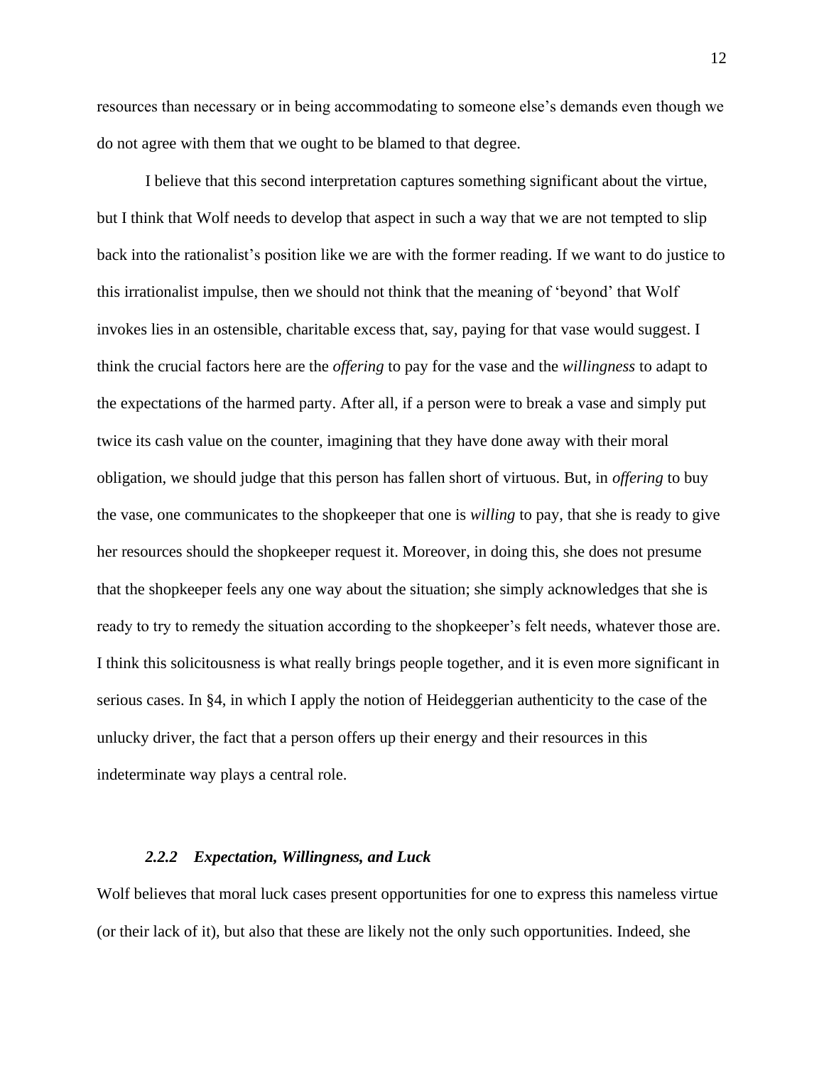resources than necessary or in being accommodating to someone else's demands even though we do not agree with them that we ought to be blamed to that degree.

I believe that this second interpretation captures something significant about the virtue, but I think that Wolf needs to develop that aspect in such a way that we are not tempted to slip back into the rationalist's position like we are with the former reading. If we want to do justice to this irrationalist impulse, then we should not think that the meaning of 'beyond' that Wolf invokes lies in an ostensible, charitable excess that, say, paying for that vase would suggest. I think the crucial factors here are the *offering* to pay for the vase and the *willingness* to adapt to the expectations of the harmed party. After all, if a person were to break a vase and simply put twice its cash value on the counter, imagining that they have done away with their moral obligation, we should judge that this person has fallen short of virtuous. But, in *offering* to buy the vase, one communicates to the shopkeeper that one is *willing* to pay, that she is ready to give her resources should the shopkeeper request it. Moreover, in doing this, she does not presume that the shopkeeper feels any one way about the situation; she simply acknowledges that she is ready to try to remedy the situation according to the shopkeeper's felt needs, whatever those are. I think this solicitousness is what really brings people together, and it is even more significant in serious cases. In §4, in which I apply the notion of Heideggerian authenticity to the case of the unlucky driver, the fact that a person offers up their energy and their resources in this indeterminate way plays a central role.

### *2.2.2 Expectation, Willingness, and Luck*

Wolf believes that moral luck cases present opportunities for one to express this nameless virtue (or their lack of it), but also that these are likely not the only such opportunities. Indeed, she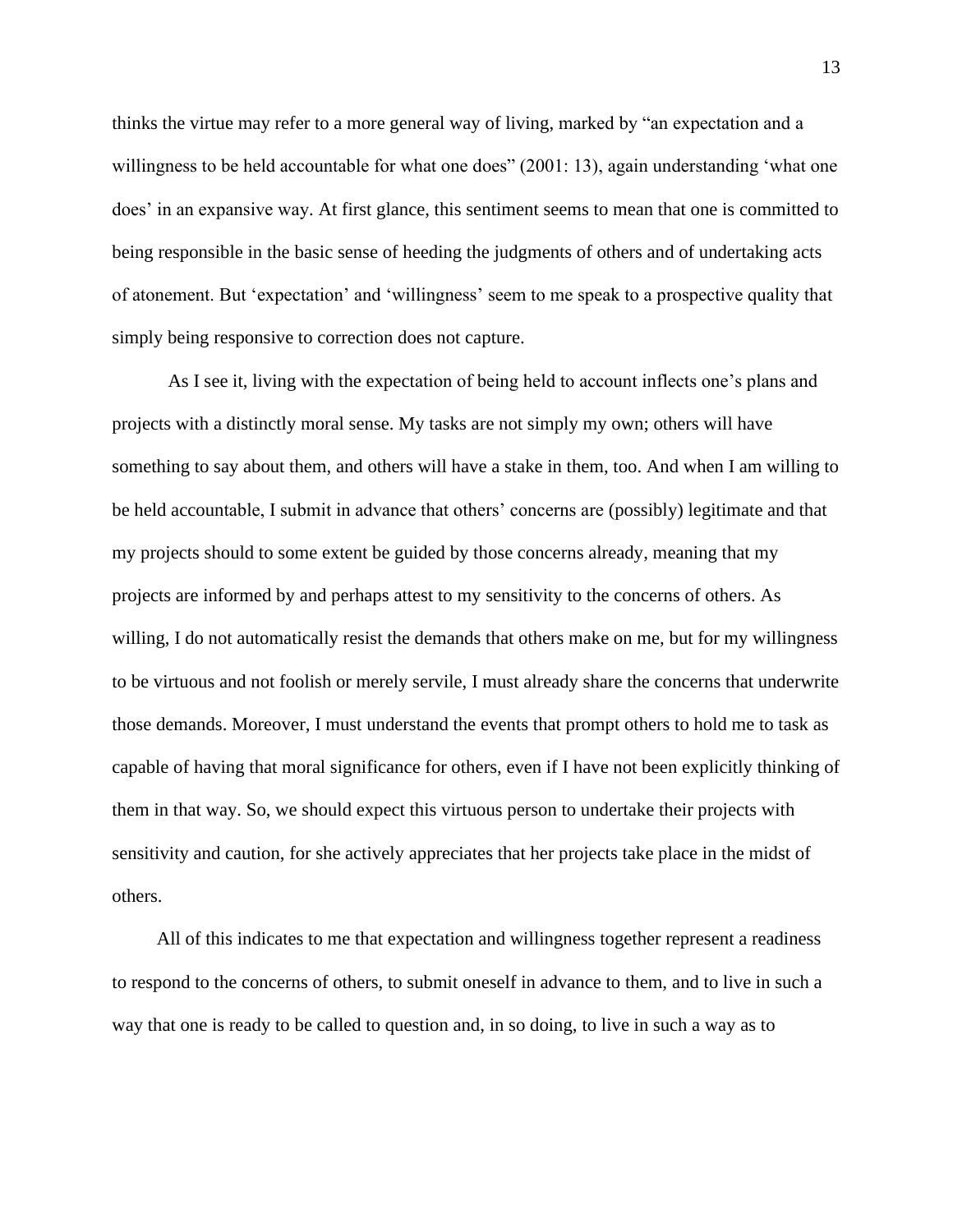thinks the virtue may refer to a more general way of living, marked by "an expectation and a willingness to be held accountable for what one does" (2001: 13), again understanding 'what one does' in an expansive way. At first glance, this sentiment seems to mean that one is committed to being responsible in the basic sense of heeding the judgments of others and of undertaking acts of atonement. But 'expectation' and 'willingness' seem to me speak to a prospective quality that simply being responsive to correction does not capture.

As I see it, living with the expectation of being held to account inflects one's plans and projects with a distinctly moral sense. My tasks are not simply my own; others will have something to say about them, and others will have a stake in them, too. And when I am willing to be held accountable, I submit in advance that others' concerns are (possibly) legitimate and that my projects should to some extent be guided by those concerns already, meaning that my projects are informed by and perhaps attest to my sensitivity to the concerns of others. As willing, I do not automatically resist the demands that others make on me, but for my willingness to be virtuous and not foolish or merely servile, I must already share the concerns that underwrite those demands. Moreover, I must understand the events that prompt others to hold me to task as capable of having that moral significance for others, even if I have not been explicitly thinking of them in that way. So, we should expect this virtuous person to undertake their projects with sensitivity and caution, for she actively appreciates that her projects take place in the midst of others.

All of this indicates to me that expectation and willingness together represent a readiness to respond to the concerns of others, to submit oneself in advance to them, and to live in such a way that one is ready to be called to question and, in so doing, to live in such a way as to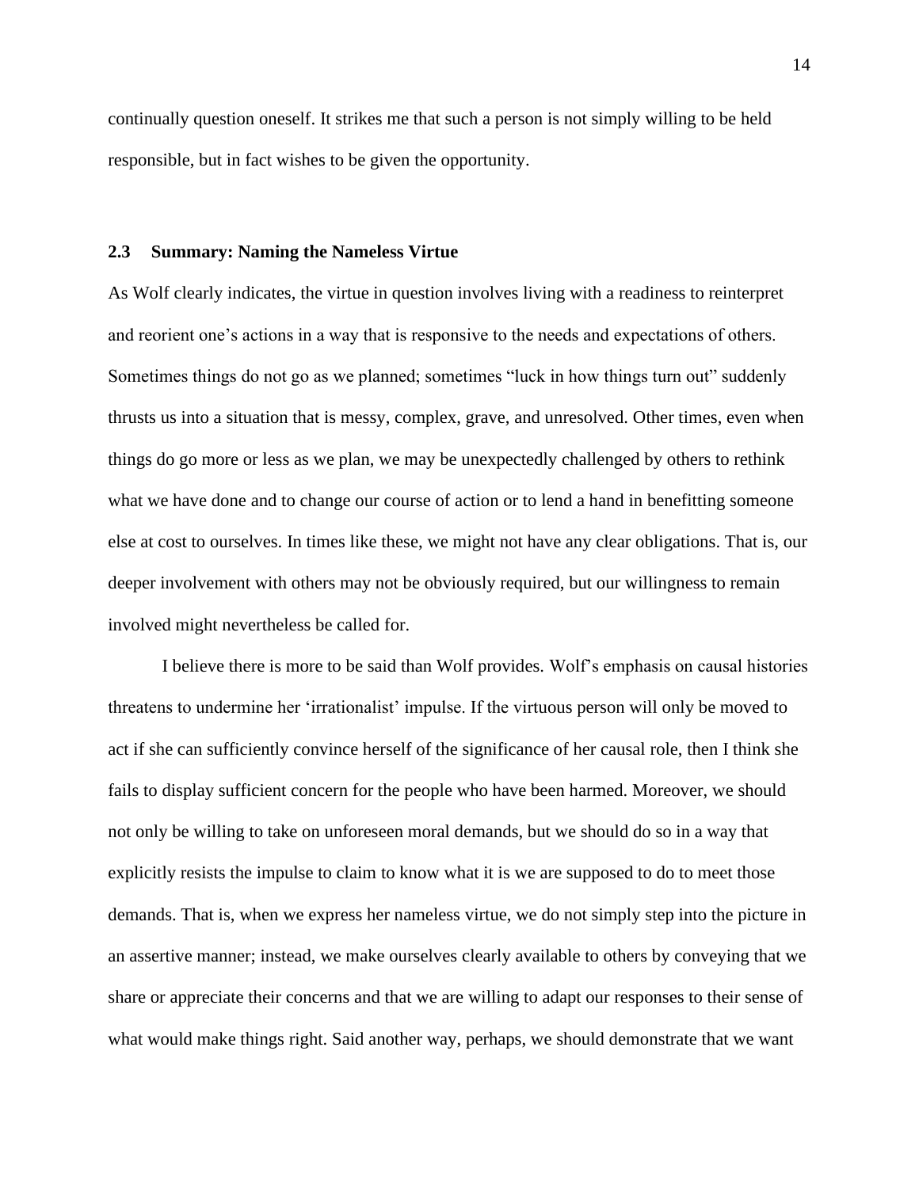continually question oneself. It strikes me that such a person is not simply willing to be held responsible, but in fact wishes to be given the opportunity.

### 2.3 Summary: Naming the Nameless Virtue

As Wolf clearly indicates, the virtue in question involves living with a readiness to reinterpret and reorient one's actions in a way that is responsive to the needs and expectations of others. Sometimes things do not go as we planned; sometimes "luck in how things turn out" suddenly thrusts us into a situation that is messy, complex, grave, and unresolved. Other times, even when things do go more or less as we plan, we may be unexpectedly challenged by others to rethink what we have done and to change our course of action or to lend a hand in benefitting someone else at cost to ourselves. In times like these, we might not have any clear obligations. That is, our deeper involvement with others may not be obviously required, but our willingness to remain involved might nevertheless be called for.

I believe there is more to be said than Wolf provides. Wolf's emphasis on causal histories threatens to undermine her 'irrationalist' impulse. If the virtuous person will only be moved to act if she can sufficiently convince herself of the significance of her causal role, then I think she fails to display sufficient concern for the people who have been harmed. Moreover, we should not only be willing to take on unforeseen moral demands, but we should do so in a way that explicitly resists the impulse to claim to know what it is we are supposed to do to meet those demands. That is, when we express her nameless virtue, we do not simply step into the picture in an assertive manner; instead, we make ourselves clearly available to others by conveying that we share or appreciate their concerns and that we are willing to adapt our responses to their sense of what would make things right. Said another way, perhaps, we should demonstrate that we want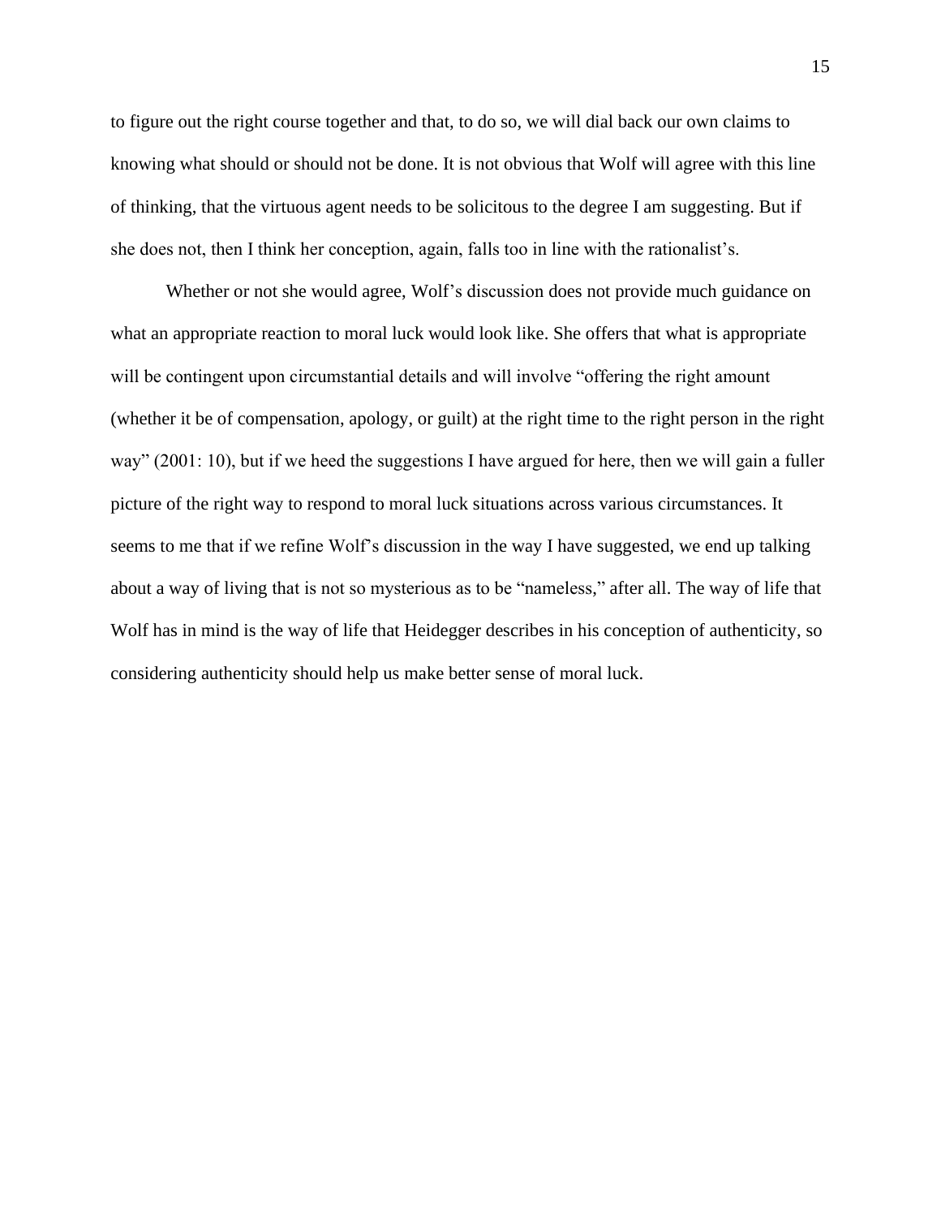to figure out the right course together and that, to do so, we will dial back our own claims to knowing what should or should not be done. It is not obvious that Wolf will agree with this line of thinking, that the virtuous agent needs to be solicitous to the degree I am suggesting. But if she does not, then I think her conception, again, falls too in line with the rationalist's.

Whether or not she would agree, Wolf's discussion does not provide much guidance on what an appropriate reaction to moral luck would look like. She offers that what is appropriate will be contingent upon circumstantial details and will involve "offering the right amount (whether it be of compensation, apology, or guilt) at the right time to the right person in the right way" (2001: 10), but if we heed the suggestions I have argued for here, then we will gain a fuller picture of the right way to respond to moral luck situations across various circumstances. It seems to me that if we refine Wolf's discussion in the way I have suggested, we end up talking about a way of living that is not so mysterious as to be "nameless," after all. The way of life that Wolf has in mind is the way of life that Heidegger describes in his conception of authenticity, so considering authenticity should help us make better sense of moral luck.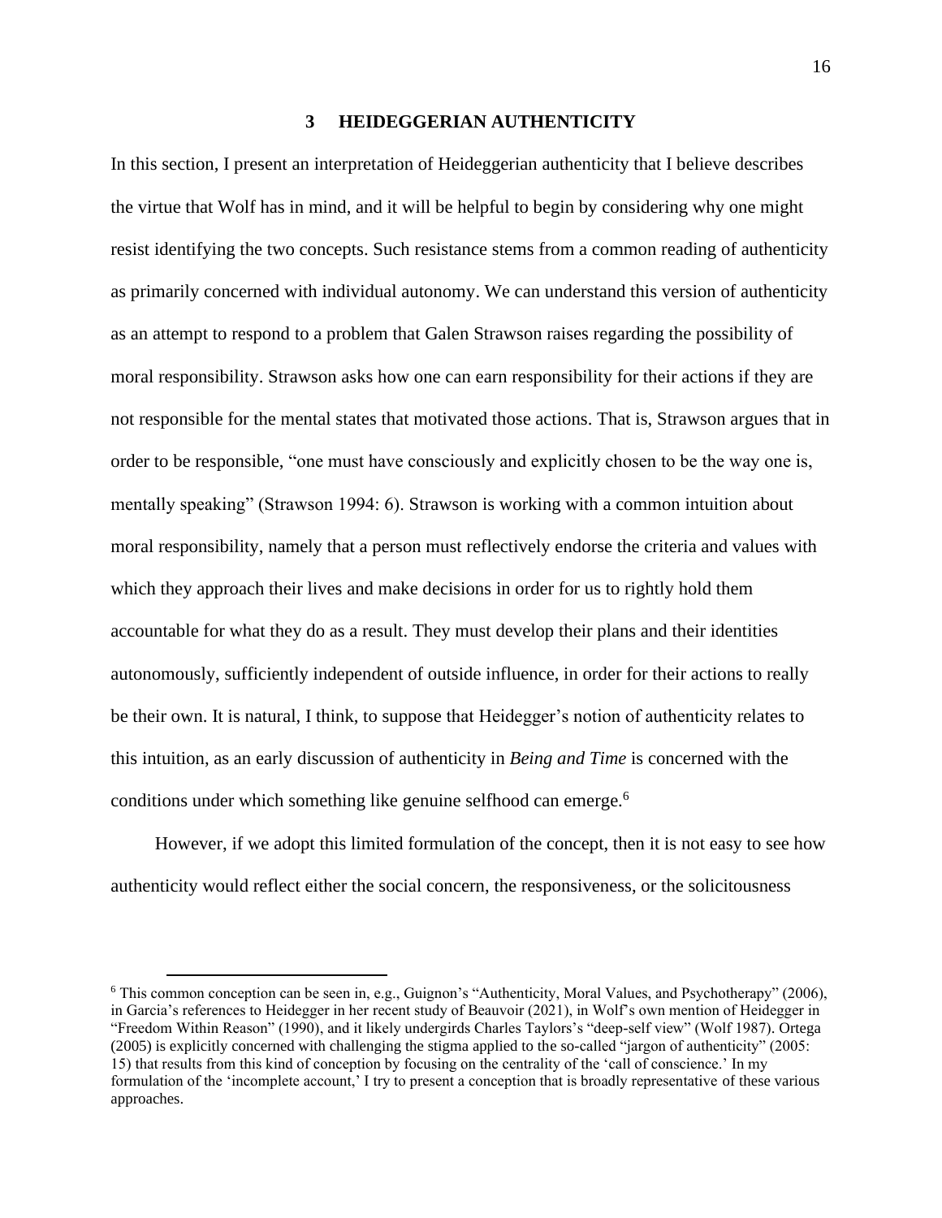# 3 HEIDEGGERIAN AUTHENTICITY

In this section, I present an interpretation of Heideggerian authenticity that I believe describes the virtue that Wolf has in mind, and it will be helpful to begin by considering why one might resist identifying the two concepts. Such resistance stems from a common reading of authenticity as primarily concerned with individual autonomy. We can understand this version of authenticity as an attempt to respond to a problem that Galen Strawson raises regarding the possibility of moral responsibility. Strawson asks how one can earn responsibility for their actions if they are not responsible for the mental states that motivated those actions. That is, Strawson argues that in order to be responsible, "one must have consciously and explicitly chosen to be the way one is, mentally speaking" (Strawson 1994: 6). Strawson is working with a common intuition about moral responsibility, namely that a person must reflectively endorse the criteria and values with which they approach their lives and make decisions in order for us to rightly hold them accountable for what they do as a result. They must develop their plans and their identities autonomously, sufficiently independent of outside influence, in order for their actions to really be their own. It is natural, I think, to suppose that Heidegger's notion of authenticity relates to this intuition, as an early discussion of authenticity in *Being and Time* is concerned with the conditions under which something like genuine selfhood can emerge.[6]

However, if we adopt this limited formulation of the concept, then it is not easy to see how authenticity would reflect either the social concern, the responsiveness, or the solicitousness

---

[6] This common conception can be seen in, e.g., Guignon's "Authenticity, Moral Values, and Psychotherapy" (2006), in Garcia's references to Heidegger in her recent study of Beauvoir (2021), in Wolf's own mention of Heidegger in "Freedom Within Reason" (1990), and it likely undergirds Charles Taylors's "deep-self view" (Wolf 1987). Ortega (2005) is explicitly concerned with challenging the stigma applied to the so-called "jargon of authenticity" (2005: 15) that results from this kind of conception by focusing on the centrality of the 'call of conscience.' In my formulation of the 'incomplete account,' I try to present a conception that is broadly representative of these various approaches.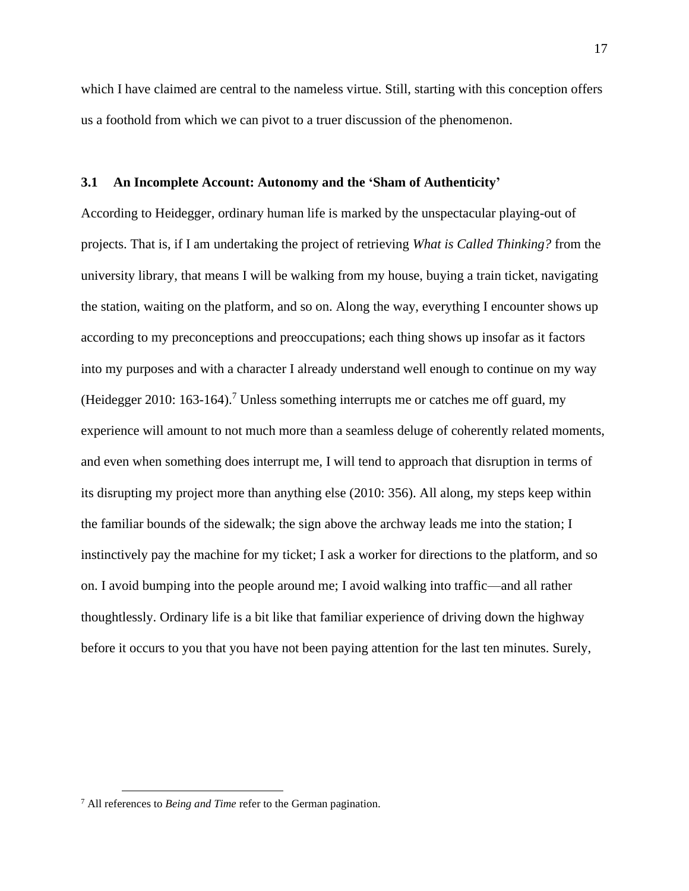which I have claimed are central to the nameless virtue. Still, starting with this conception offers us a foothold from which we can pivot to a truer discussion of the phenomenon.

### 3.1 An Incomplete Account: Autonomy and the 'Sham of Authenticity'

According to Heidegger, ordinary human life is marked by the unspectacular playing-out of projects. That is, if I am undertaking the project of retrieving *What is Called Thinking?* from the university library, that means I will be walking from my house, buying a train ticket, navigating the station, waiting on the platform, and so on. Along the way, everything I encounter shows up according to my preconceptions and preoccupations; each thing shows up insofar as it factors into my purposes and with a character I already understand well enough to continue on my way (Heidegger 2010: 163-164).[7] Unless something interrupts me or catches me off guard, my experience will amount to not much more than a seamless deluge of coherently related moments, and even when something does interrupt me, I will tend to approach that disruption in terms of its disrupting my project more than anything else (2010: 356). All along, my steps keep within the familiar bounds of the sidewalk; the sign above the archway leads me into the station; I instinctively pay the machine for my ticket; I ask a worker for directions to the platform, and so on. I avoid bumping into the people around me; I avoid walking into traffic—and all rather thoughtlessly. Ordinary life is a bit like that familiar experience of driving down the highway before it occurs to you that you have not been paying attention for the last ten minutes. Surely,

[7] All references to *Being and Time* refer to the German pagination.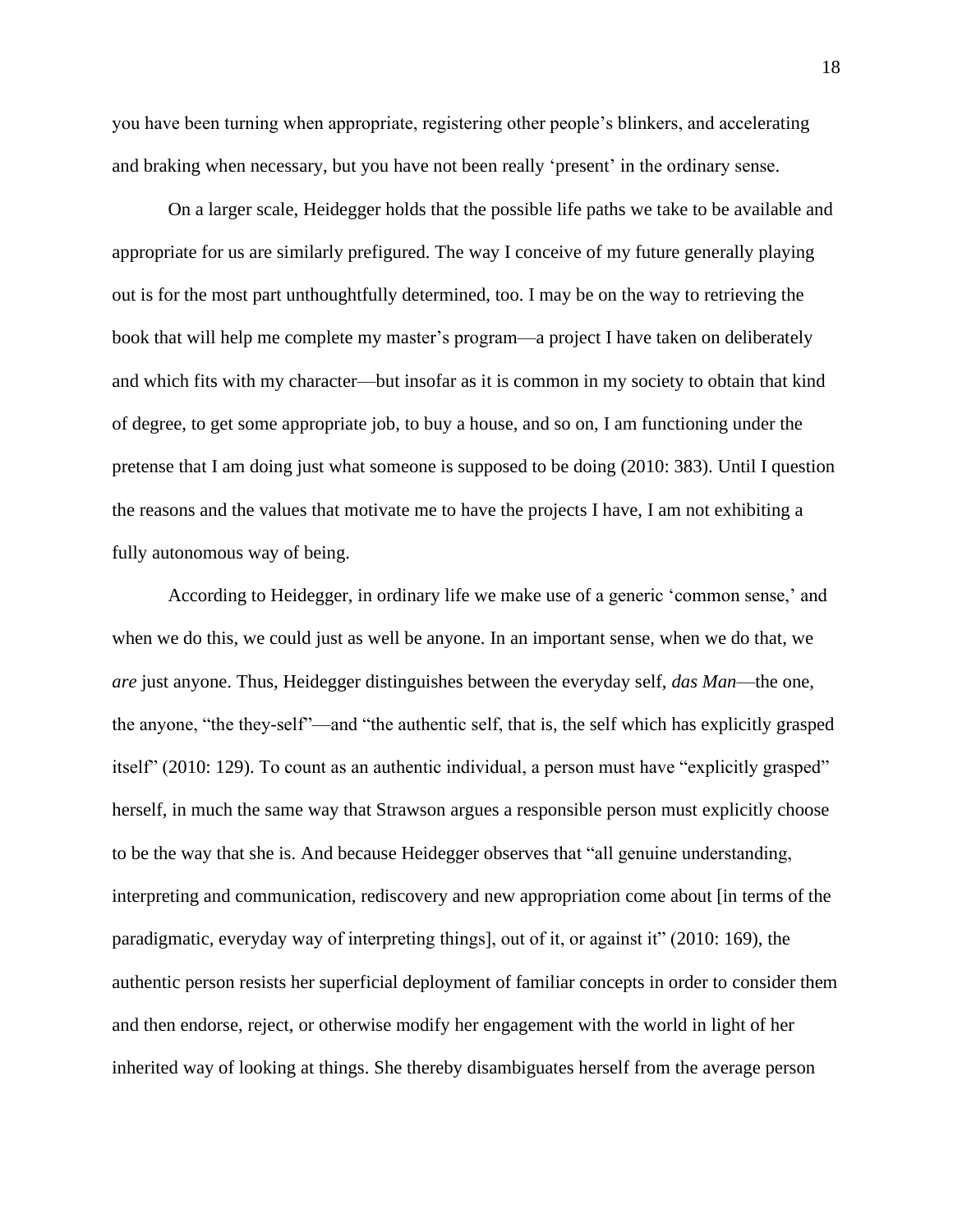you have been turning when appropriate, registering other people's blinkers, and accelerating and braking when necessary, but you have not been really 'present' in the ordinary sense.

On a larger scale, Heidegger holds that the possible life paths we take to be available and appropriate for us are similarly prefigured. The way I conceive of my future generally playing out is for the most part unthoughtfully determined, too. I may be on the way to retrieving the book that will help me complete my master's program—a project I have taken on deliberately and which fits with my character—but insofar as it is common in my society to obtain that kind of degree, to get some appropriate job, to buy a house, and so on, I am functioning under the pretense that I am doing just what someone is supposed to be doing (2010: 383). Until I question the reasons and the values that motivate me to have the projects I have, I am not exhibiting a fully autonomous way of being.

According to Heidegger, in ordinary life we make use of a generic 'common sense,' and when we do this, we could just as well be anyone. In an important sense, when we do that, we *are* just anyone. Thus, Heidegger distinguishes between the everyday self, *das Man*—the one, the anyone, "the they-self"—and "the authentic self, that is, the self which has explicitly grasped itself" (2010: 129). To count as an authentic individual, a person must have "explicitly grasped" herself, in much the same way that Strawson argues a responsible person must explicitly choose to be the way that she is. And because Heidegger observes that "all genuine understanding, interpreting and communication, rediscovery and new appropriation come about [in terms of the paradigmatic, everyday way of interpreting things], out of it, or against it" (2010: 169), the authentic person resists her superficial deployment of familiar concepts in order to consider them and then endorse, reject, or otherwise modify her engagement with the world in light of her inherited way of looking at things. She thereby disambiguates herself from the average person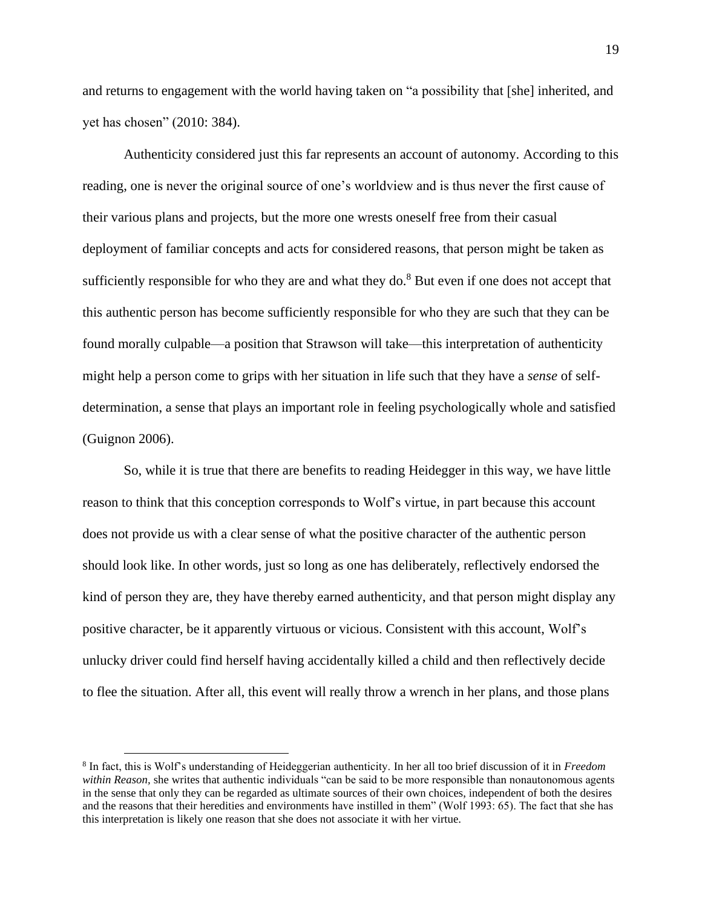and returns to engagement with the world having taken on "a possibility that [she] inherited, and yet has chosen" (2010: 384).

Authenticity considered just this far represents an account of autonomy. According to this reading, one is never the original source of one's worldview and is thus never the first cause of their various plans and projects, but the more one wrests oneself free from their casual deployment of familiar concepts and acts for considered reasons, that person might be taken as sufficiently responsible for who they are and what they do.[8] But even if one does not accept that this authentic person has become sufficiently responsible for who they are such that they can be found morally culpable—a position that Strawson will take—this interpretation of authenticity might help a person come to grips with her situation in life such that they have a *sense* of self-determination, a sense that plays an important role in feeling psychologically whole and satisfied (Guignon 2006).

So, while it is true that there are benefits to reading Heidegger in this way, we have little reason to think that this conception corresponds to Wolf's virtue, in part because this account does not provide us with a clear sense of what the positive character of the authentic person should look like. In other words, just so long as one has deliberately, reflectively endorsed the kind of person they are, they have thereby earned authenticity, and that person might display any positive character, be it apparently virtuous or vicious. Consistent with this account, Wolf's unlucky driver could find herself having accidentally killed a child and then reflectively decide to flee the situation. After all, this event will really throw a wrench in her plans, and those plans

[8] In fact, this is Wolf's understanding of Heideggerian authenticity. In her all too brief discussion of it in *Freedom within Reason,* she writes that authentic individuals "can be said to be more responsible than nonautonomous agents in the sense that only they can be regarded as ultimate sources of their own choices, independent of both the desires and the reasons that their heredities and environments have instilled in them" (Wolf 1993: 65). The fact that she has this interpretation is likely one reason that she does not associate it with her virtue.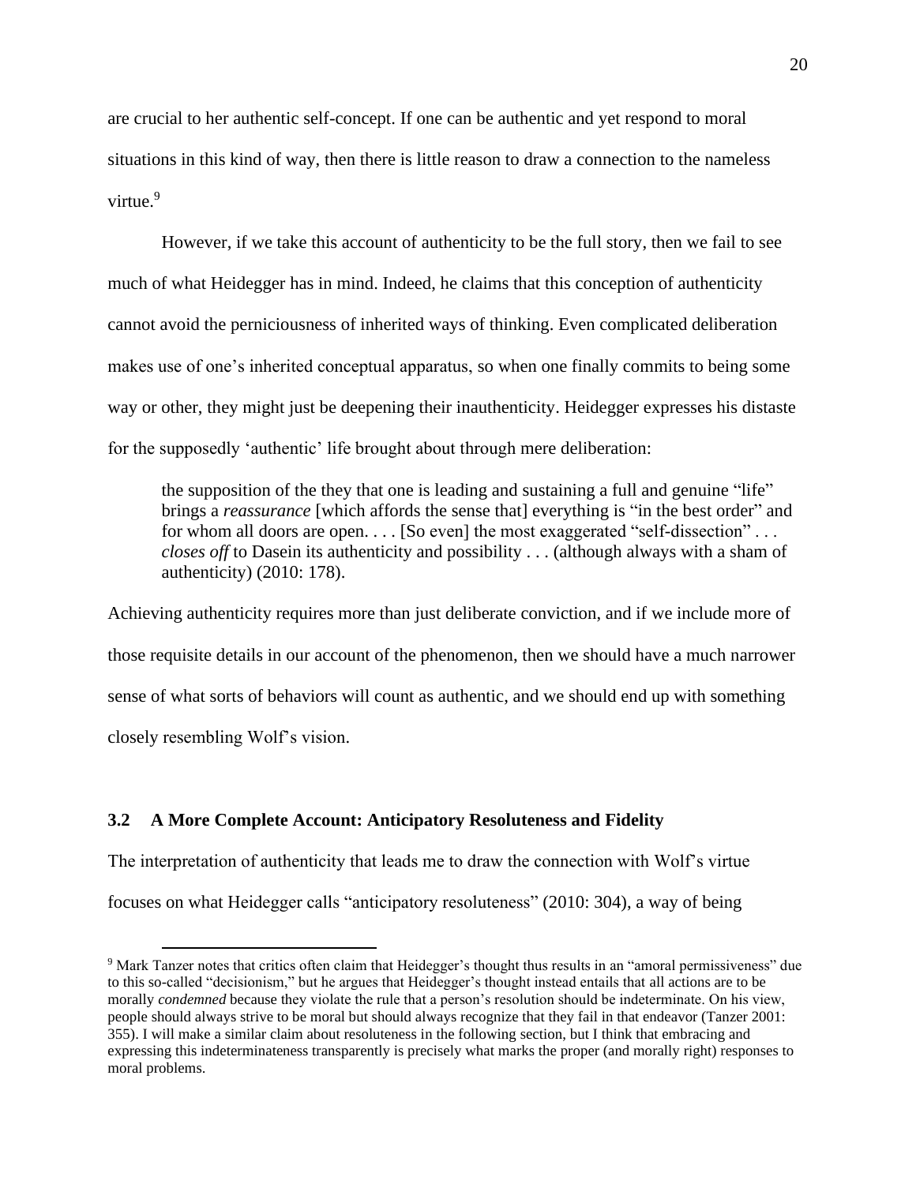are crucial to her authentic self-concept. If one can be authentic and yet respond to moral situations in this kind of way, then there is little reason to draw a connection to the nameless virtue.[9]

However, if we take this account of authenticity to be the full story, then we fail to see much of what Heidegger has in mind. Indeed, he claims that this conception of authenticity cannot avoid the perniciousness of inherited ways of thinking. Even complicated deliberation makes use of one's inherited conceptual apparatus, so when one finally commits to being some way or other, they might just be deepening their inauthenticity. Heidegger expresses his distaste for the supposedly 'authentic' life brought about through mere deliberation:

> the supposition of the they that one is leading and sustaining a full and genuine "life" brings a *reassurance* [which affords the sense that] everything is "in the best order" and for whom all doors are open. . . . [So even] the most exaggerated "self-dissection" . . . *closes off* to Dasein its authenticity and possibility . . . (although always with a sham of authenticity) (2010: 178).

Achieving authenticity requires more than just deliberate conviction, and if we include more of those requisite details in our account of the phenomenon, then we should have a much narrower sense of what sorts of behaviors will count as authentic, and we should end up with something closely resembling Wolf's vision.

### 3.2 A More Complete Account: Anticipatory Resoluteness and Fidelity

The interpretation of authenticity that leads me to draw the connection with Wolf's virtue focuses on what Heidegger calls "anticipatory resoluteness" (2010: 304), a way of being

[9] Mark Tanzer notes that critics often claim that Heidegger's thought thus results in an "amoral permissiveness" due to this so-called "decisionism," but he argues that Heidegger's thought instead entails that all actions are to be morally *condemned* because they violate the rule that a person's resolution should be indeterminate. On his view, people should always strive to be moral but should always recognize that they fail in that endeavor (Tanzer 2001: 355). I will make a similar claim about resoluteness in the following section, but I think that embracing and expressing this indeterminateness transparently is precisely what marks the proper (and morally right) responses to moral problems.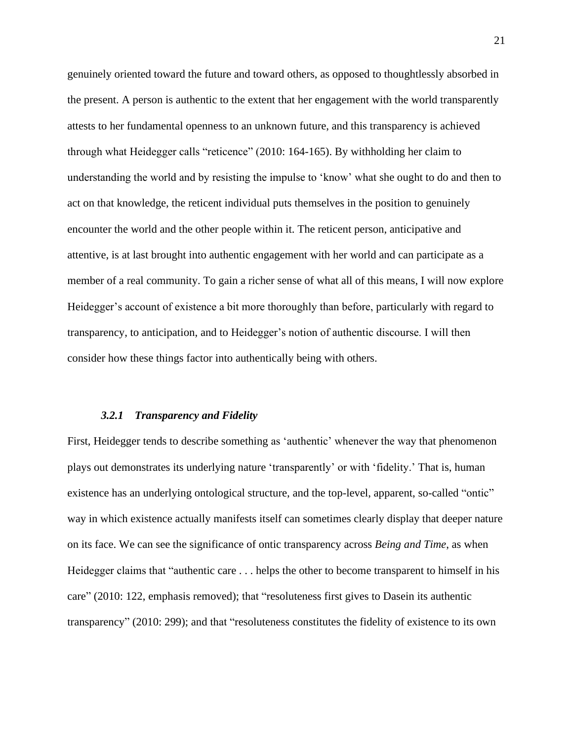genuinely oriented toward the future and toward others, as opposed to thoughtlessly absorbed in the present. A person is authentic to the extent that her engagement with the world transparently attests to her fundamental openness to an unknown future, and this transparency is achieved through what Heidegger calls "reticence" (2010: 164-165). By withholding her claim to understanding the world and by resisting the impulse to 'know' what she ought to do and then to act on that knowledge, the reticent individual puts themselves in the position to genuinely encounter the world and the other people within it. The reticent person, anticipative and attentive, is at last brought into authentic engagement with her world and can participate as a member of a real community. To gain a richer sense of what all of this means, I will now explore Heidegger's account of existence a bit more thoroughly than before, particularly with regard to transparency, to anticipation, and to Heidegger's notion of authentic discourse. I will then consider how these things factor into authentically being with others.

#### *3.2.1 Transparency and Fidelity*

First, Heidegger tends to describe something as 'authentic' whenever the way that phenomenon plays out demonstrates its underlying nature 'transparently' or with 'fidelity.' That is, human existence has an underlying ontological structure, and the top-level, apparent, so-called "ontic" way in which existence actually manifests itself can sometimes clearly display that deeper nature on its face. We can see the significance of ontic transparency across *Being and Time*, as when Heidegger claims that "authentic care . . . helps the other to become transparent to himself in his care" (2010: 122, emphasis removed); that "resoluteness first gives to Dasein its authentic transparency" (2010: 299); and that "resoluteness constitutes the fidelity of existence to its own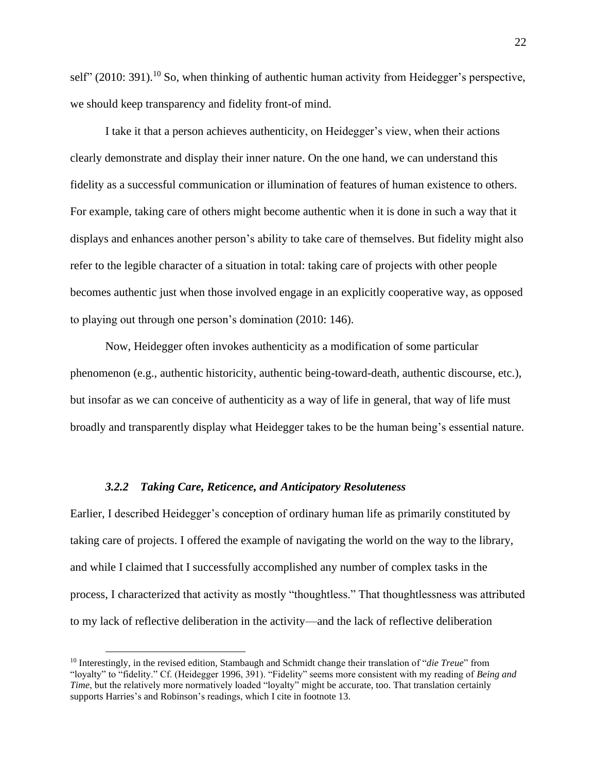self" (2010: 391).[10] So, when thinking of authentic human activity from Heidegger's perspective, we should keep transparency and fidelity front-of mind.

I take it that a person achieves authenticity, on Heidegger's view, when their actions clearly demonstrate and display their inner nature. On the one hand, we can understand this fidelity as a successful communication or illumination of features of human existence to others. For example, taking care of others might become authentic when it is done in such a way that it displays and enhances another person's ability to take care of themselves. But fidelity might also refer to the legible character of a situation in total: taking care of projects with other people becomes authentic just when those involved engage in an explicitly cooperative way, as opposed to playing out through one person's domination (2010: 146).

Now, Heidegger often invokes authenticity as a modification of some particular phenomenon (e.g., authentic historicity, authentic being-toward-death, authentic discourse, etc.), but insofar as we can conceive of authenticity as a way of life in general, that way of life must broadly and transparently display what Heidegger takes to be the human being's essential nature.

### *3.2.2 Taking Care, Reticence, and Anticipatory Resoluteness*

Earlier, I described Heidegger's conception of ordinary human life as primarily constituted by taking care of projects. I offered the example of navigating the world on the way to the library, and while I claimed that I successfully accomplished any number of complex tasks in the process, I characterized that activity as mostly "thoughtless." That thoughtlessness was attributed to my lack of reflective deliberation in the activity—and the lack of reflective deliberation

[10] Interestingly, in the revised edition, Stambaugh and Schmidt change their translation of "*die Treue*" from "loyalty" to "fidelity." Cf. (Heidegger 1996, 391). "Fidelity" seems more consistent with my reading of *Being and Time*, but the relatively more normatively loaded "loyalty" might be accurate, too. That translation certainly supports Harries's and Robinson's readings, which I cite in footnote 13.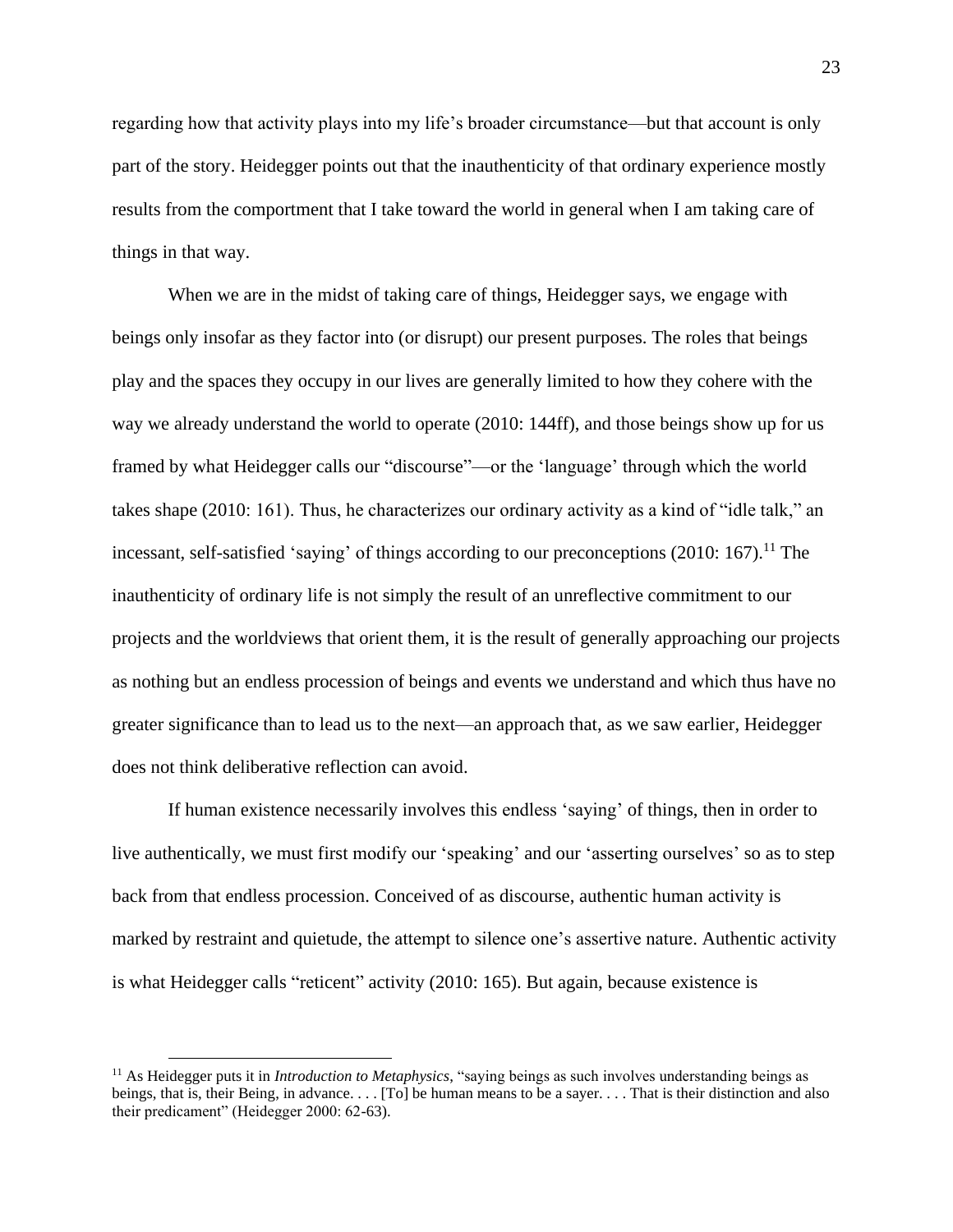regarding how that activity plays into my life's broader circumstance—but that account is only part of the story. Heidegger points out that the inauthenticity of that ordinary experience mostly results from the comportment that I take toward the world in general when I am taking care of things in that way.

When we are in the midst of taking care of things, Heidegger says, we engage with beings only insofar as they factor into (or disrupt) our present purposes. The roles that beings play and the spaces they occupy in our lives are generally limited to how they cohere with the way we already understand the world to operate (2010: 144ff), and those beings show up for us framed by what Heidegger calls our "discourse"—or the 'language' through which the world takes shape (2010: 161). Thus, he characterizes our ordinary activity as a kind of "idle talk," an incessant, self-satisfied 'saying' of things according to our preconceptions (2010: 167).[11] The inauthenticity of ordinary life is not simply the result of an unreflective commitment to our projects and the worldviews that orient them, it is the result of generally approaching our projects as nothing but an endless procession of beings and events we understand and which thus have no greater significance than to lead us to the next—an approach that, as we saw earlier, Heidegger does not think deliberative reflection can avoid.

If human existence necessarily involves this endless 'saying' of things, then in order to live authentically, we must first modify our 'speaking' and our 'asserting ourselves' so as to step back from that endless procession. Conceived of as discourse, authentic human activity is marked by restraint and quietude, the attempt to silence one's assertive nature. Authentic activity is what Heidegger calls "reticent" activity (2010: 165). But again, because existence is

[11] As Heidegger puts it in *Introduction to Metaphysics*, "saying beings as such involves understanding beings as beings, that is, their Being, in advance. . . . [To] be human means to be a sayer. . . . That is their distinction and also their predicament" (Heidegger 2000: 62-63).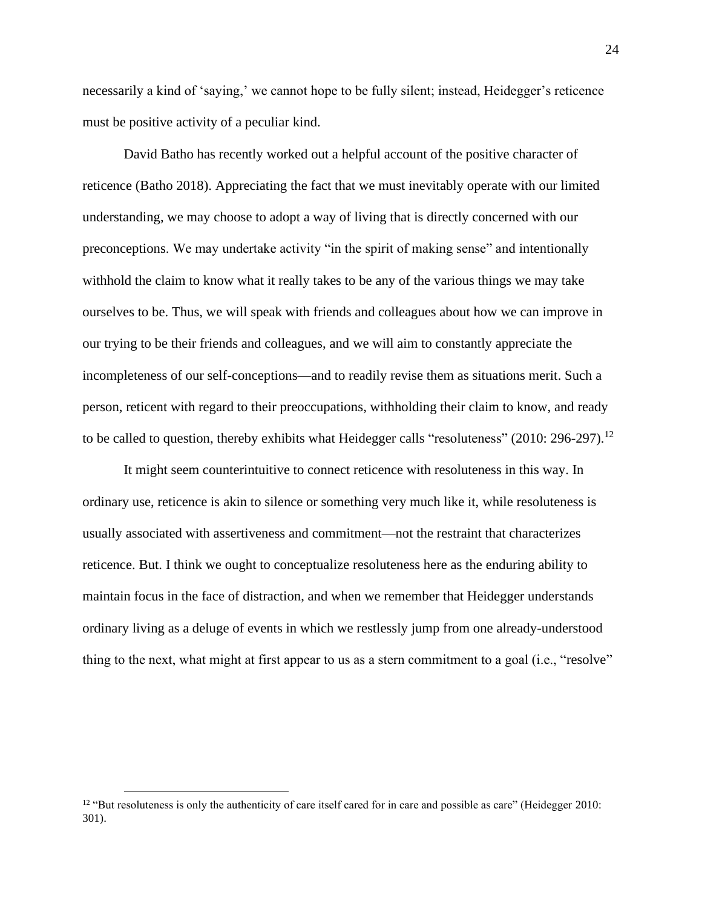necessarily a kind of 'saying,' we cannot hope to be fully silent; instead, Heidegger's reticence must be positive activity of a peculiar kind.

David Batho has recently worked out a helpful account of the positive character of reticence (Batho 2018). Appreciating the fact that we must inevitably operate with our limited understanding, we may choose to adopt a way of living that is directly concerned with our preconceptions. We may undertake activity "in the spirit of making sense" and intentionally withhold the claim to know what it really takes to be any of the various things we may take ourselves to be. Thus, we will speak with friends and colleagues about how we can improve in our trying to be their friends and colleagues, and we will aim to constantly appreciate the incompleteness of our self-conceptions—and to readily revise them as situations merit. Such a person, reticent with regard to their preoccupations, withholding their claim to know, and ready to be called to question, thereby exhibits what Heidegger calls "resoluteness" (2010: 296-297).[12]

It might seem counterintuitive to connect reticence with resoluteness in this way. In ordinary use, reticence is akin to silence or something very much like it, while resoluteness is usually associated with assertiveness and commitment—not the restraint that characterizes reticence. But. I think we ought to conceptualize resoluteness here as the enduring ability to maintain focus in the face of distraction, and when we remember that Heidegger understands ordinary living as a deluge of events in which we restlessly jump from one already-understood thing to the next, what might at first appear to us as a stern commitment to a goal (i.e., "resolve"

[12] "But resoluteness is only the authenticity of care itself cared for in care and possible as care" (Heidegger 2010: 301).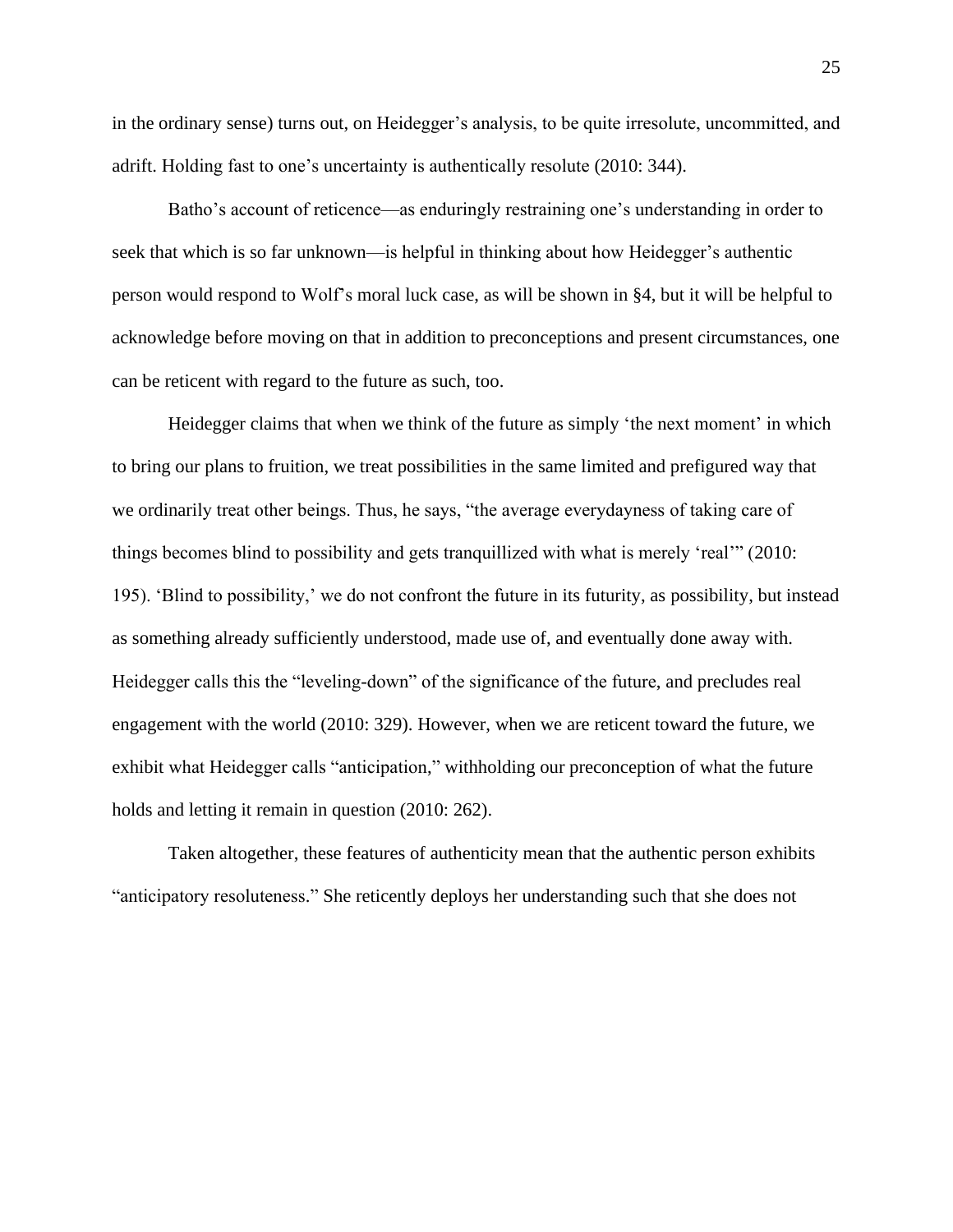in the ordinary sense) turns out, on Heidegger's analysis, to be quite irresolute, uncommitted, and adrift. Holding fast to one's uncertainty is authentically resolute (2010: 344).

Batho's account of reticence—as enduringly restraining one's understanding in order to seek that which is so far unknown—is helpful in thinking about how Heidegger's authentic person would respond to Wolf's moral luck case, as will be shown in §4, but it will be helpful to acknowledge before moving on that in addition to preconceptions and present circumstances, one can be reticent with regard to the future as such, too.

Heidegger claims that when we think of the future as simply 'the next moment' in which to bring our plans to fruition, we treat possibilities in the same limited and prefigured way that we ordinarily treat other beings. Thus, he says, "the average everydayness of taking care of things becomes blind to possibility and gets tranquillized with what is merely 'real'" (2010: 195). 'Blind to possibility,' we do not confront the future in its futurity, as possibility, but instead as something already sufficiently understood, made use of, and eventually done away with. Heidegger calls this the "leveling-down" of the significance of the future, and precludes real engagement with the world (2010: 329). However, when we are reticent toward the future, we exhibit what Heidegger calls "anticipation," withholding our preconception of what the future holds and letting it remain in question (2010: 262).

Taken altogether, these features of authenticity mean that the authentic person exhibits "anticipatory resoluteness." She reticently deploys her understanding such that she does not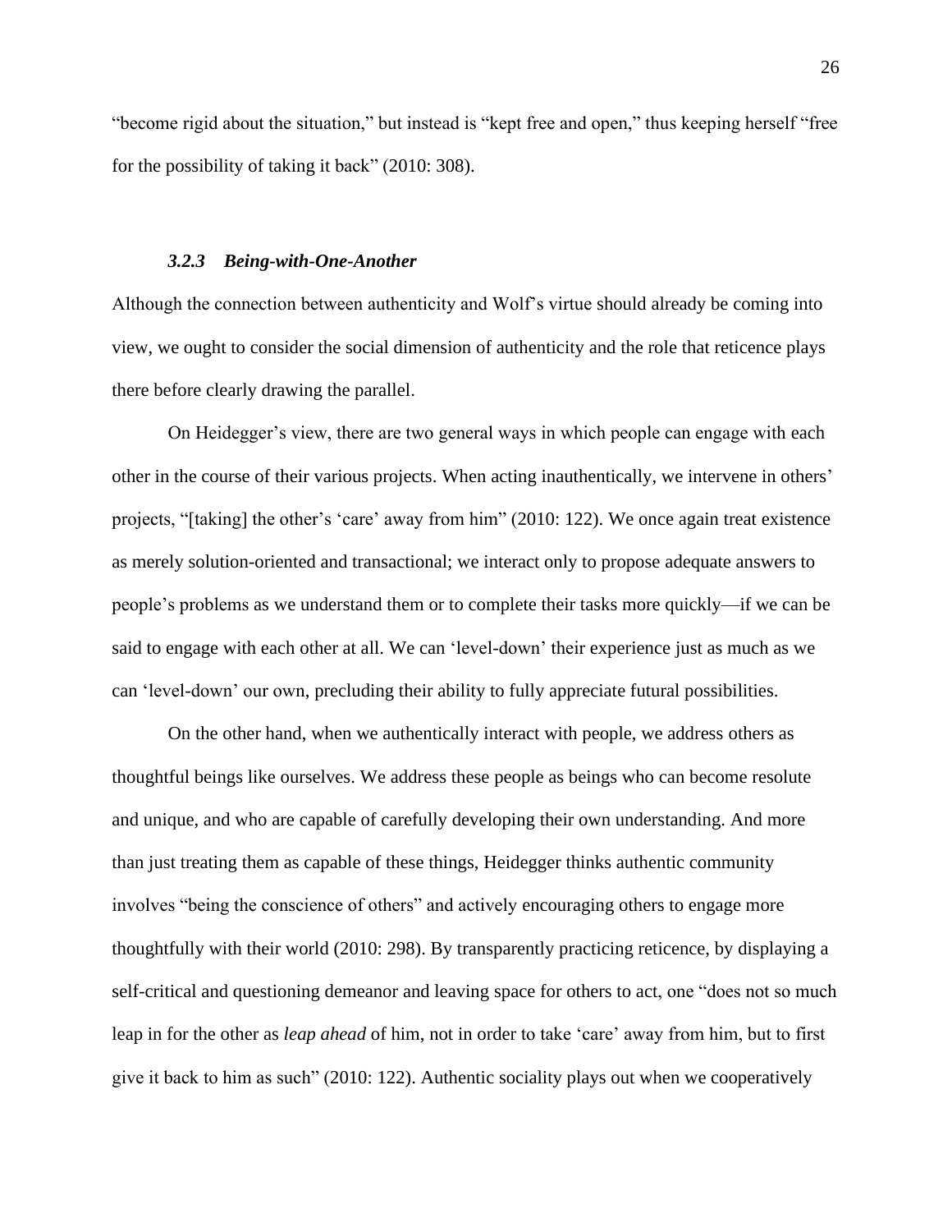"become rigid about the situation," but instead is "kept free and open," thus keeping herself "free for the possibility of taking it back" (2010: 308).

### *3.2.3 Being-with-One-Another*

Although the connection between authenticity and Wolf's virtue should already be coming into view, we ought to consider the social dimension of authenticity and the role that reticence plays there before clearly drawing the parallel.

On Heidegger's view, there are two general ways in which people can engage with each other in the course of their various projects. When acting inauthentically, we intervene in others' projects, "[taking] the other's 'care' away from him" (2010: 122). We once again treat existence as merely solution-oriented and transactional; we interact only to propose adequate answers to people's problems as we understand them or to complete their tasks more quickly—if we can be said to engage with each other at all. We can 'level-down' their experience just as much as we can 'level-down' our own, precluding their ability to fully appreciate futural possibilities.

On the other hand, when we authentically interact with people, we address others as thoughtful beings like ourselves. We address these people as beings who can become resolute and unique, and who are capable of carefully developing their own understanding. And more than just treating them as capable of these things, Heidegger thinks authentic community involves "being the conscience of others" and actively encouraging others to engage more thoughtfully with their world (2010: 298). By transparently practicing reticence, by displaying a self-critical and questioning demeanor and leaving space for others to act, one "does not so much leap in for the other as *leap ahead* of him, not in order to take 'care' away from him, but to first give it back to him as such" (2010: 122). Authentic sociality plays out when we cooperatively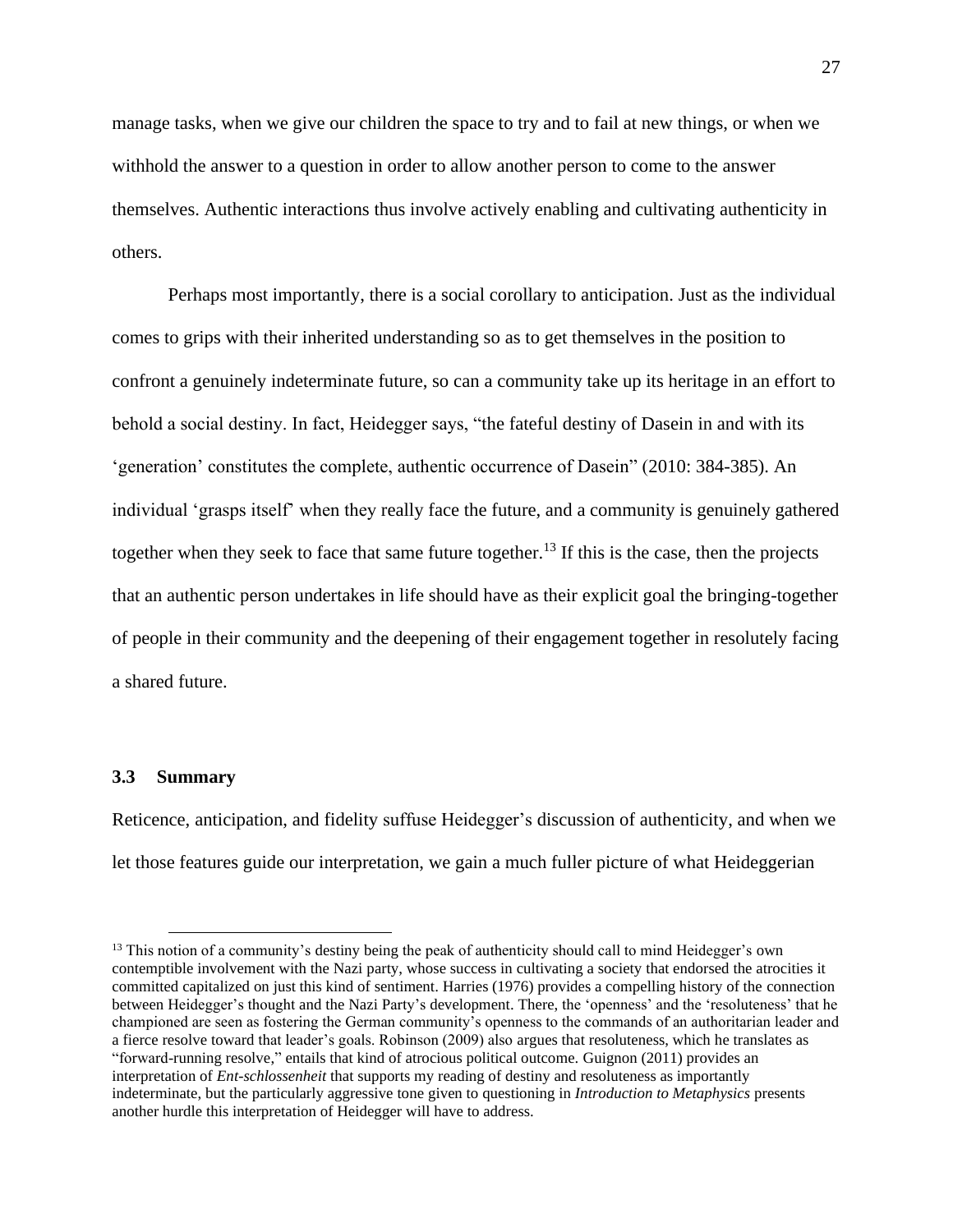manage tasks, when we give our children the space to try and to fail at new things, or when we withhold the answer to a question in order to allow another person to come to the answer themselves. Authentic interactions thus involve actively enabling and cultivating authenticity in others.

Perhaps most importantly, there is a social corollary to anticipation. Just as the individual comes to grips with their inherited understanding so as to get themselves in the position to confront a genuinely indeterminate future, so can a community take up its heritage in an effort to behold a social destiny. In fact, Heidegger says, "the fateful destiny of Dasein in and with its 'generation' constitutes the complete, authentic occurrence of Dasein" (2010: 384-385). An individual 'grasps itself' when they really face the future, and a community is genuinely gathered together when they seek to face that same future together.[13] If this is the case, then the projects that an authentic person undertakes in life should have as their explicit goal the bringing-together of people in their community and the deepening of their engagement together in resolutely facing a shared future.

### 3.3 Summary

Reticence, anticipation, and fidelity suffuse Heidegger's discussion of authenticity, and when we let those features guide our interpretation, we gain a much fuller picture of what Heideggerian

[13] This notion of a community's destiny being the peak of authenticity should call to mind Heidegger's own contemptible involvement with the Nazi party, whose success in cultivating a society that endorsed the atrocities it committed capitalized on just this kind of sentiment. Harries (1976) provides a compelling history of the connection between Heidegger's thought and the Nazi Party's development. There, the 'openness' and the 'resoluteness' that he championed are seen as fostering the German community's openness to the commands of an authoritarian leader and a fierce resolve toward that leader's goals. Robinson (2009) also argues that resoluteness, which he translates as "forward-running resolve," entails that kind of atrocious political outcome. Guignon (2011) provides an interpretation of *Ent-schlossenheit* that supports my reading of destiny and resoluteness as importantly indeterminate, but the particularly aggressive tone given to questioning in *Introduction to Metaphysics* presents another hurdle this interpretation of Heidegger will have to address.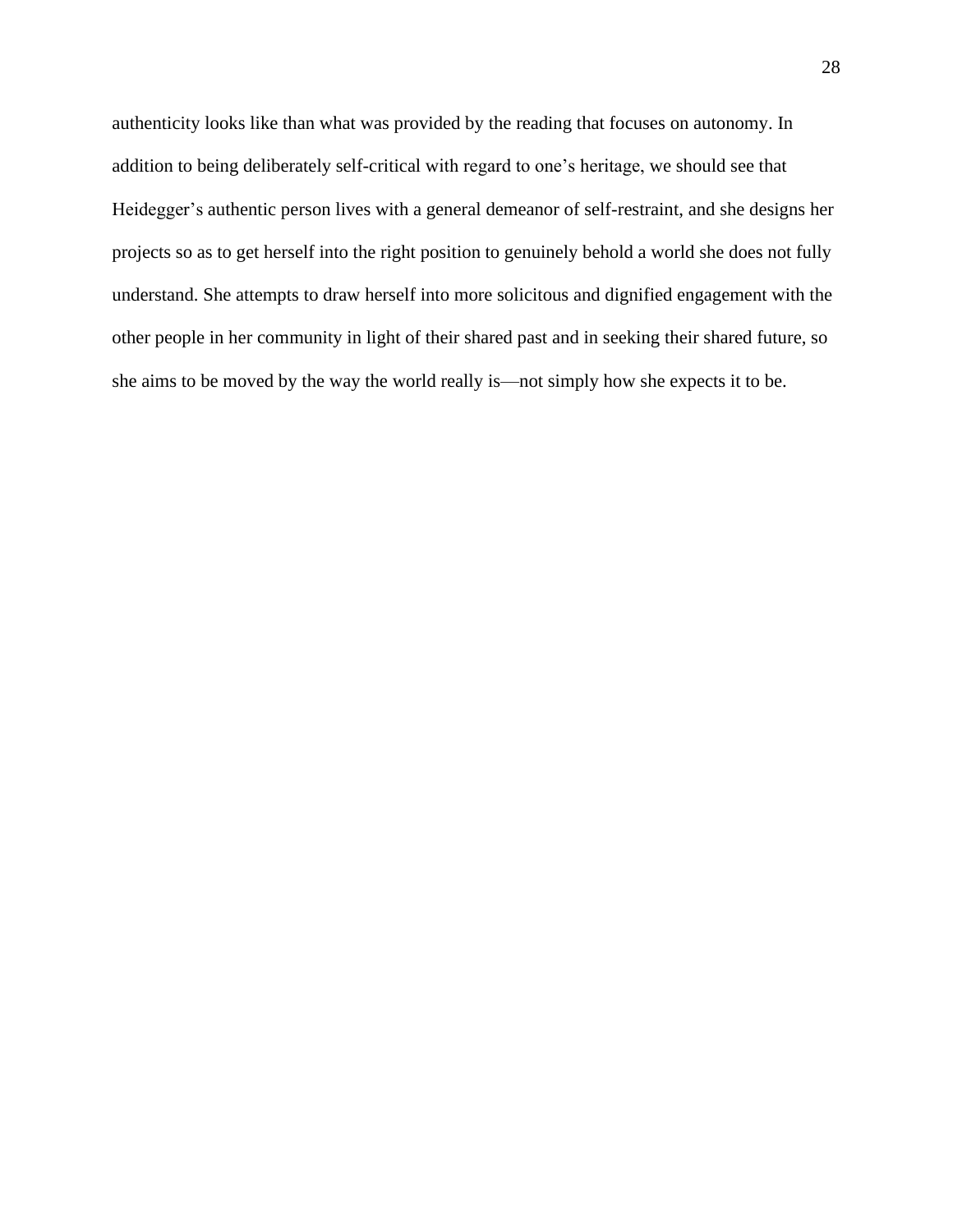authenticity looks like than what was provided by the reading that focuses on autonomy. In addition to being deliberately self-critical with regard to one's heritage, we should see that Heidegger's authentic person lives with a general demeanor of self-restraint, and she designs her projects so as to get herself into the right position to genuinely behold a world she does not fully understand. She attempts to draw herself into more solicitous and dignified engagement with the other people in her community in light of their shared past and in seeking their shared future, so she aims to be moved by the way the world really is—not simply how she expects it to be.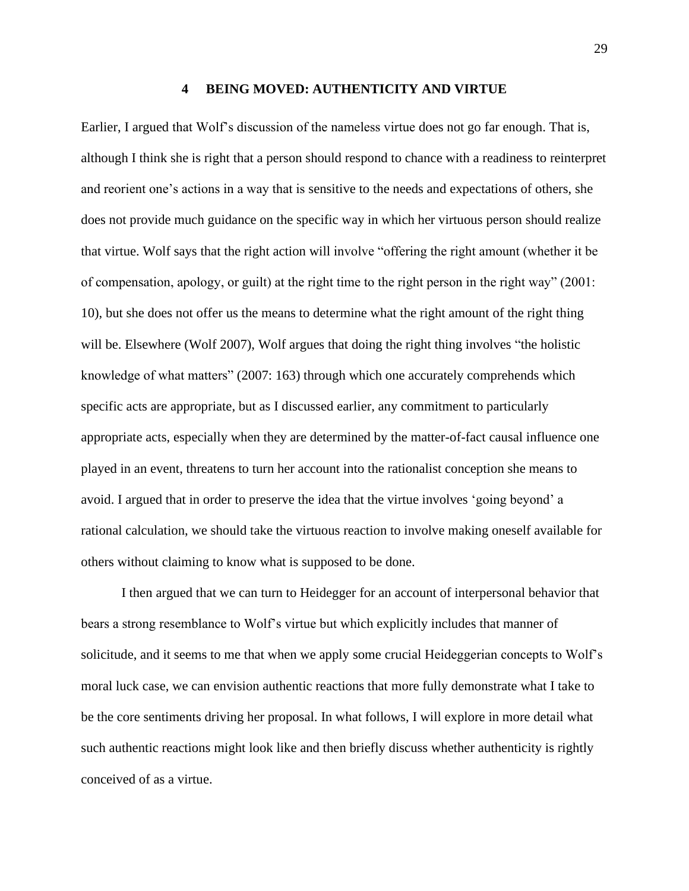# 4 BEING MOVED: AUTHENTICITY AND VIRTUE

Earlier, I argued that Wolf's discussion of the nameless virtue does not go far enough. That is, although I think she is right that a person should respond to chance with a readiness to reinterpret and reorient one's actions in a way that is sensitive to the needs and expectations of others, she does not provide much guidance on the specific way in which her virtuous person should realize that virtue. Wolf says that the right action will involve "offering the right amount (whether it be of compensation, apology, or guilt) at the right time to the right person in the right way" (2001: 10), but she does not offer us the means to determine what the right amount of the right thing will be. Elsewhere (Wolf 2007), Wolf argues that doing the right thing involves "the holistic knowledge of what matters" (2007: 163) through which one accurately comprehends which specific acts are appropriate, but as I discussed earlier, any commitment to particularly appropriate acts, especially when they are determined by the matter-of-fact causal influence one played in an event, threatens to turn her account into the rationalist conception she means to avoid. I argued that in order to preserve the idea that the virtue involves 'going beyond' a rational calculation, we should take the virtuous reaction to involve making oneself available for others without claiming to know what is supposed to be done.

I then argued that we can turn to Heidegger for an account of interpersonal behavior that bears a strong resemblance to Wolf's virtue but which explicitly includes that manner of solicitude, and it seems to me that when we apply some crucial Heideggerian concepts to Wolf's moral luck case, we can envision authentic reactions that more fully demonstrate what I take to be the core sentiments driving her proposal. In what follows, I will explore in more detail what such authentic reactions might look like and then briefly discuss whether authenticity is rightly conceived of as a virtue.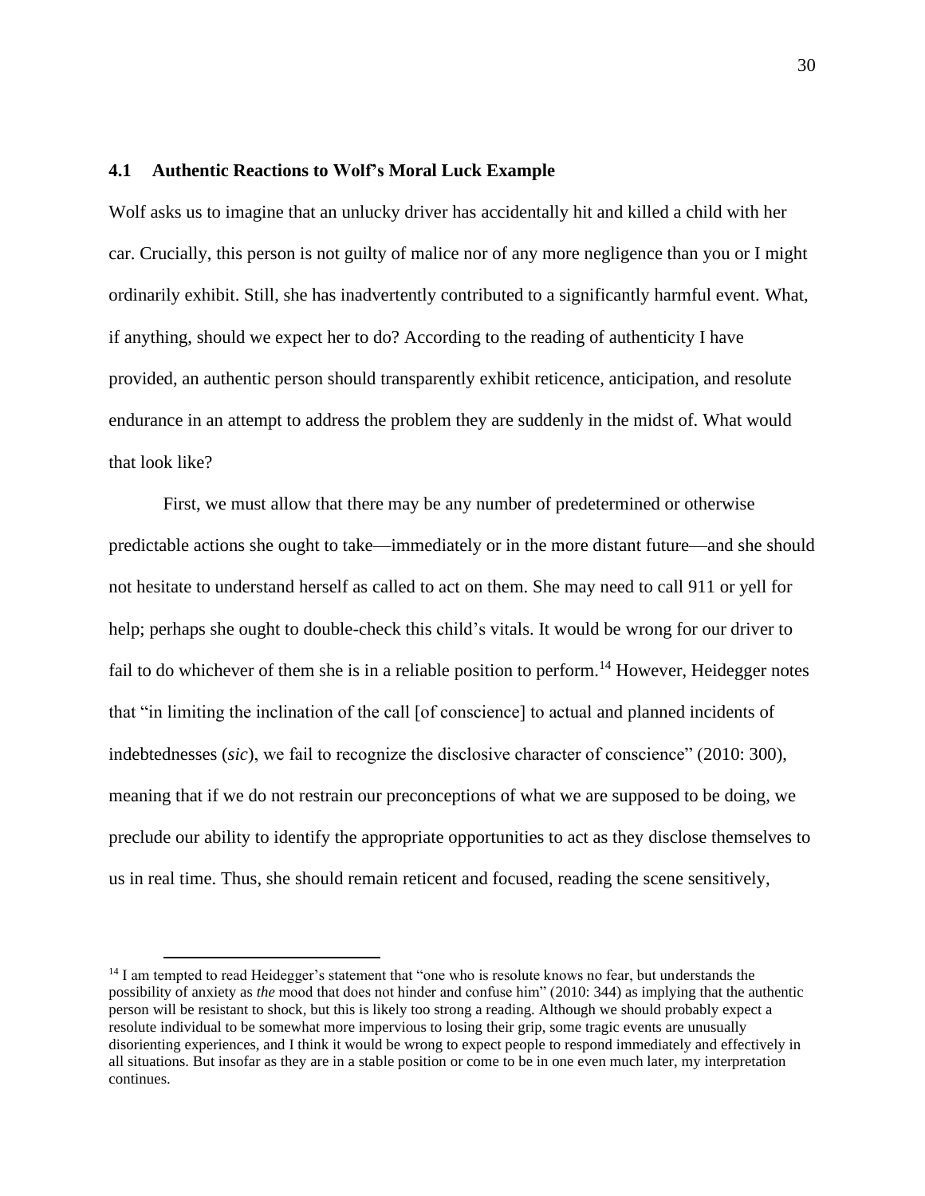### 4.1 Authentic Reactions to Wolf's Moral Luck Example

Wolf asks us to imagine that an unlucky driver has accidentally hit and killed a child with her car. Crucially, this person is not guilty of malice nor of any more negligence than you or I might ordinarily exhibit. Still, she has inadvertently contributed to a significantly harmful event. What, if anything, should we expect her to do? According to the reading of authenticity I have provided, an authentic person should transparently exhibit reticence, anticipation, and resolute endurance in an attempt to address the problem they are suddenly in the midst of. What would that look like?

First, we must allow that there may be any number of predetermined or otherwise predictable actions she ought to take—immediately or in the more distant future—and she should not hesitate to understand herself as called to act on them. She may need to call 911 or yell for help; perhaps she ought to double-check this child's vitals. It would be wrong for our driver to fail to do whichever of them she is in a reliable position to perform.[14] However, Heidegger notes that "in limiting the inclination of the call [of conscience] to actual and planned incidents of indebtednesses (*sic*), we fail to recognize the disclosive character of conscience" (2010: 300), meaning that if we do not restrain our preconceptions of what we are supposed to be doing, we preclude our ability to identify the appropriate opportunities to act as they disclose themselves to us in real time. Thus, she should remain reticent and focused, reading the scene sensitively,

[14] I am tempted to read Heidegger's statement that "one who is resolute knows no fear, but understands the possibility of anxiety as *the* mood that does not hinder and confuse him" (2010: 344) as implying that the authentic person will be resistant to shock, but this is likely too strong a reading. Although we should probably expect a resolute individual to be somewhat more impervious to losing their grip, some tragic events are unusually disorienting experiences, and I think it would be wrong to expect people to respond immediately and effectively in all situations. But insofar as they are in a stable position or come to be in one even much later, my interpretation continues.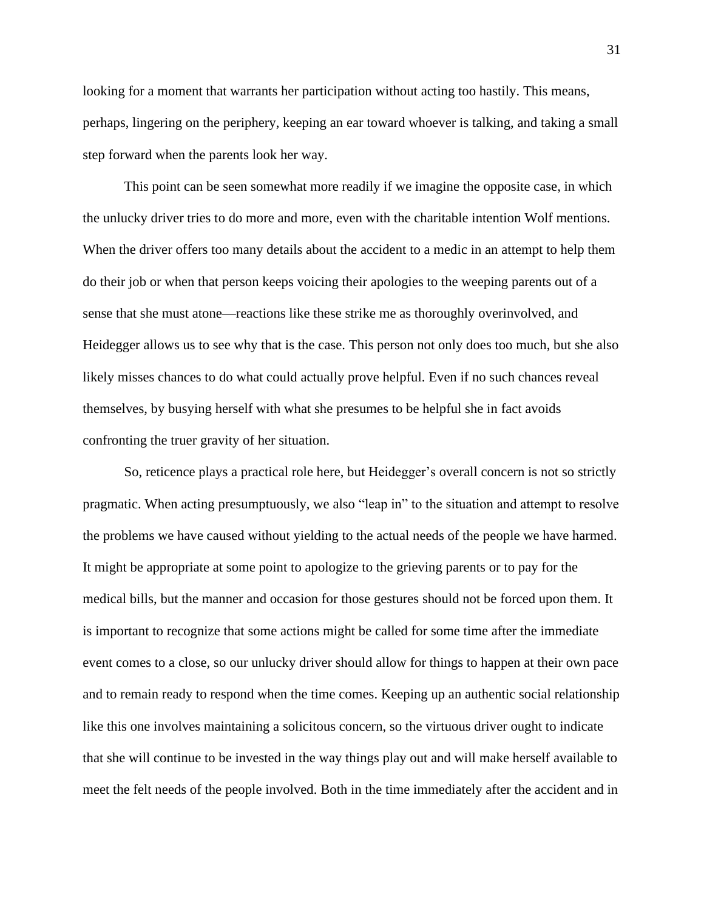looking for a moment that warrants her participation without acting too hastily. This means, perhaps, lingering on the periphery, keeping an ear toward whoever is talking, and taking a small step forward when the parents look her way.

This point can be seen somewhat more readily if we imagine the opposite case, in which the unlucky driver tries to do more and more, even with the charitable intention Wolf mentions. When the driver offers too many details about the accident to a medic in an attempt to help them do their job or when that person keeps voicing their apologies to the weeping parents out of a sense that she must atone—reactions like these strike me as thoroughly overinvolved, and Heidegger allows us to see why that is the case. This person not only does too much, but she also likely misses chances to do what could actually prove helpful. Even if no such chances reveal themselves, by busying herself with what she presumes to be helpful she in fact avoids confronting the truer gravity of her situation.

So, reticence plays a practical role here, but Heidegger's overall concern is not so strictly pragmatic. When acting presumptuously, we also "leap in" to the situation and attempt to resolve the problems we have caused without yielding to the actual needs of the people we have harmed. It might be appropriate at some point to apologize to the grieving parents or to pay for the medical bills, but the manner and occasion for those gestures should not be forced upon them. It is important to recognize that some actions might be called for some time after the immediate event comes to a close, so our unlucky driver should allow for things to happen at their own pace and to remain ready to respond when the time comes. Keeping up an authentic social relationship like this one involves maintaining a solicitous concern, so the virtuous driver ought to indicate that she will continue to be invested in the way things play out and will make herself available to meet the felt needs of the people involved. Both in the time immediately after the accident and in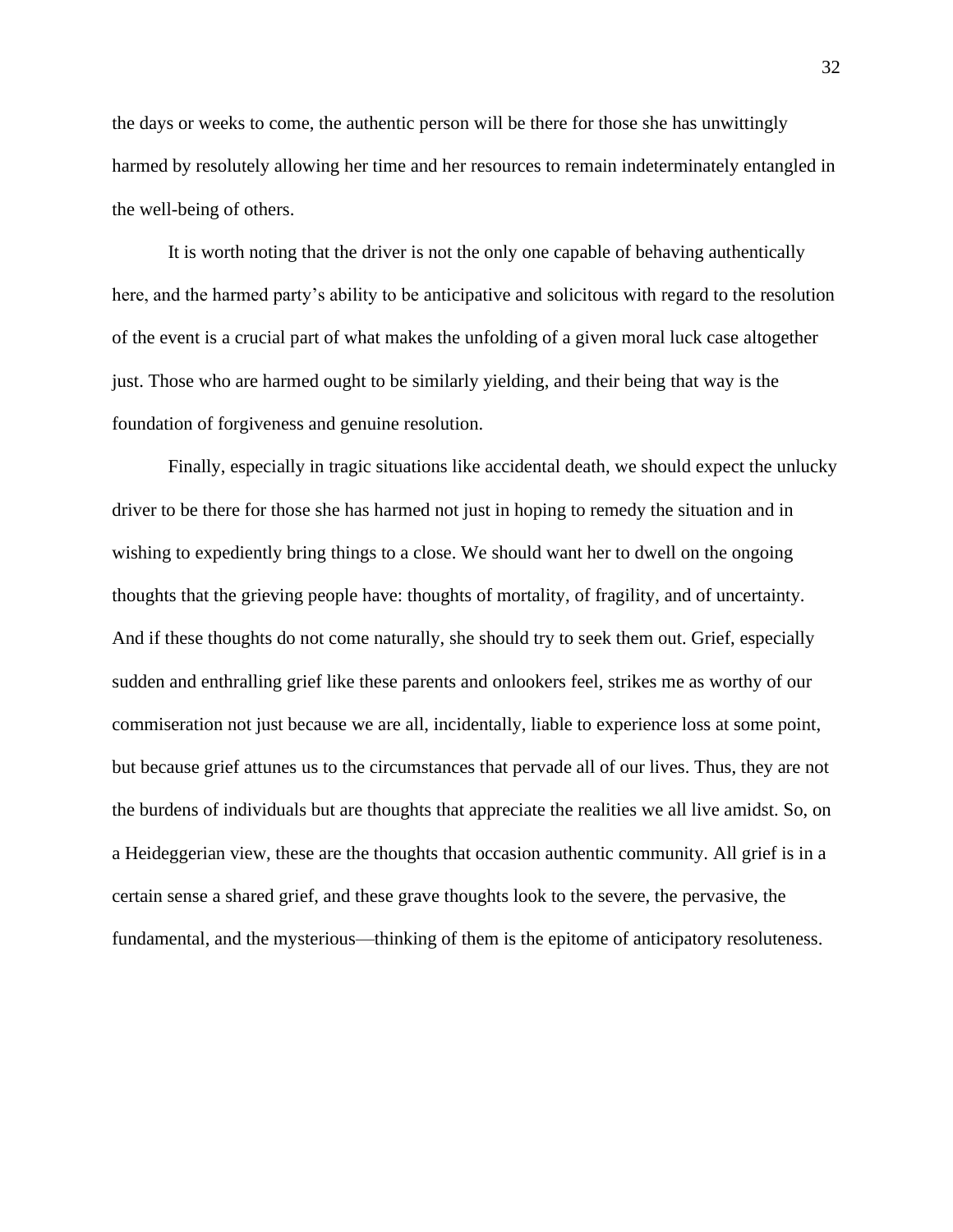the days or weeks to come, the authentic person will be there for those she has unwittingly harmed by resolutely allowing her time and her resources to remain indeterminately entangled in the well-being of others.

It is worth noting that the driver is not the only one capable of behaving authentically here, and the harmed party's ability to be anticipative and solicitous with regard to the resolution of the event is a crucial part of what makes the unfolding of a given moral luck case altogether just. Those who are harmed ought to be similarly yielding, and their being that way is the foundation of forgiveness and genuine resolution.

Finally, especially in tragic situations like accidental death, we should expect the unlucky driver to be there for those she has harmed not just in hoping to remedy the situation and in wishing to expediently bring things to a close. We should want her to dwell on the ongoing thoughts that the grieving people have: thoughts of mortality, of fragility, and of uncertainty. And if these thoughts do not come naturally, she should try to seek them out. Grief, especially sudden and enthralling grief like these parents and onlookers feel, strikes me as worthy of our commiseration not just because we are all, incidentally, liable to experience loss at some point, but because grief attunes us to the circumstances that pervade all of our lives. Thus, they are not the burdens of individuals but are thoughts that appreciate the realities we all live amidst. So, on a Heideggerian view, these are the thoughts that occasion authentic community. All grief is in a certain sense a shared grief, and these grave thoughts look to the severe, the pervasive, the fundamental, and the mysterious—thinking of them is the epitome of anticipatory resoluteness.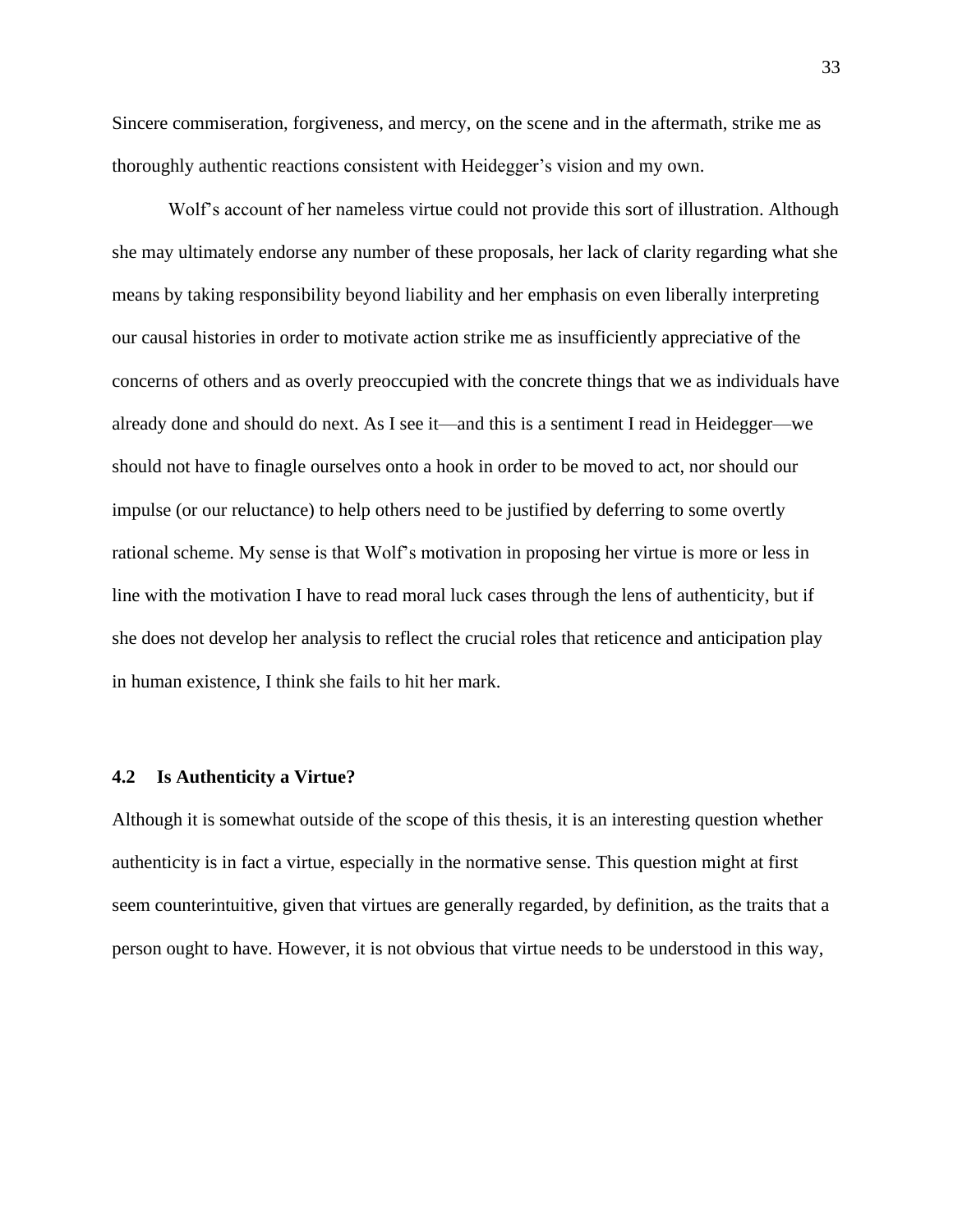Sincere commiseration, forgiveness, and mercy, on the scene and in the aftermath, strike me as thoroughly authentic reactions consistent with Heidegger's vision and my own.

Wolf's account of her nameless virtue could not provide this sort of illustration. Although she may ultimately endorse any number of these proposals, her lack of clarity regarding what she means by taking responsibility beyond liability and her emphasis on even liberally interpreting our causal histories in order to motivate action strike me as insufficiently appreciative of the concerns of others and as overly preoccupied with the concrete things that we as individuals have already done and should do next. As I see it—and this is a sentiment I read in Heidegger—we should not have to finagle ourselves onto a hook in order to be moved to act, nor should our impulse (or our reluctance) to help others need to be justified by deferring to some overtly rational scheme. My sense is that Wolf's motivation in proposing her virtue is more or less in line with the motivation I have to read moral luck cases through the lens of authenticity, but if she does not develop her analysis to reflect the crucial roles that reticence and anticipation play in human existence, I think she fails to hit her mark.

### 4.2 Is Authenticity a Virtue?

Although it is somewhat outside of the scope of this thesis, it is an interesting question whether authenticity is in fact a virtue, especially in the normative sense. This question might at first seem counterintuitive, given that virtues are generally regarded, by definition, as the traits that a person ought to have. However, it is not obvious that virtue needs to be understood in this way,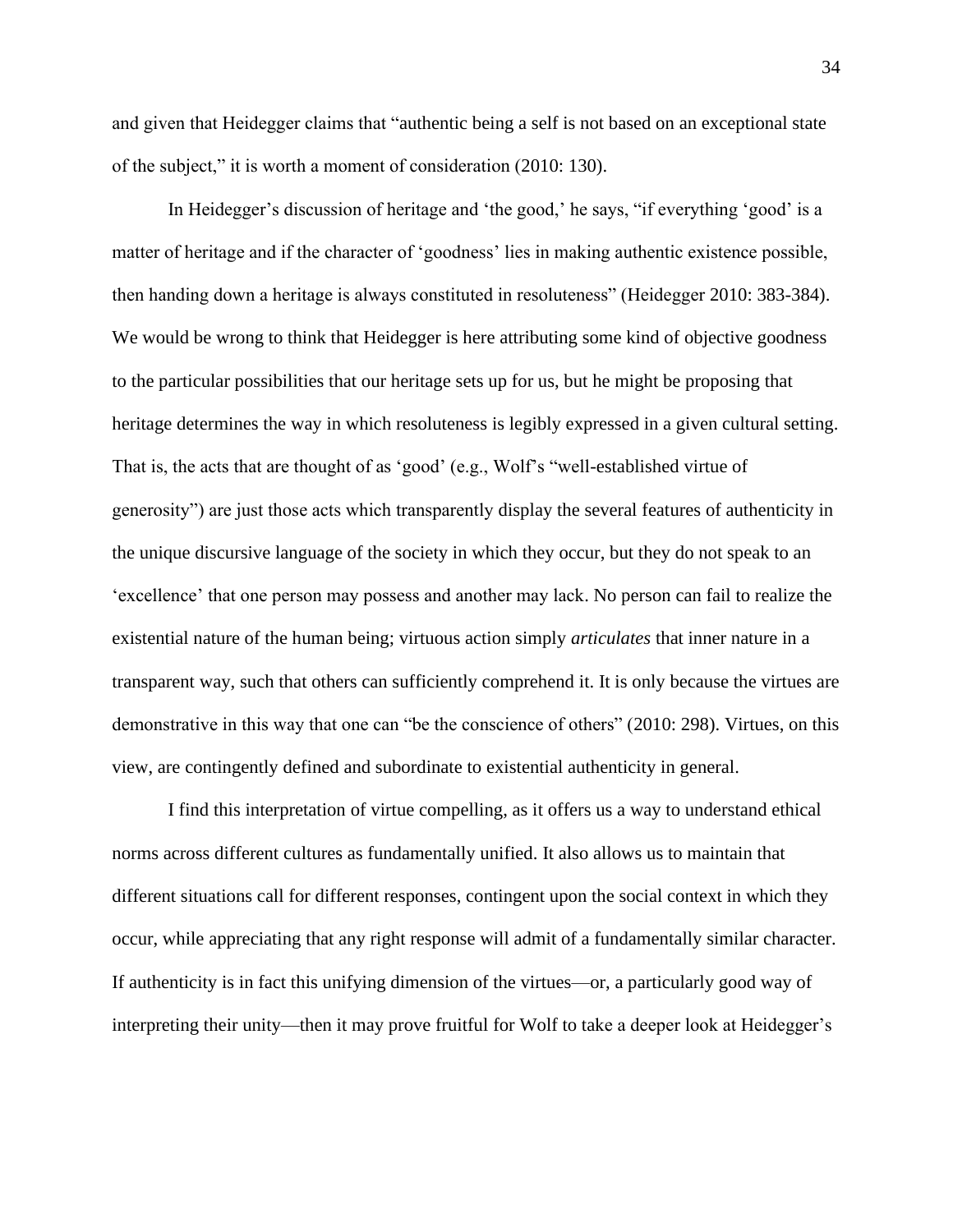and given that Heidegger claims that "authentic being a self is not based on an exceptional state of the subject," it is worth a moment of consideration (2010: 130).

In Heidegger's discussion of heritage and 'the good,' he says, "if everything 'good' is a matter of heritage and if the character of 'goodness' lies in making authentic existence possible, then handing down a heritage is always constituted in resoluteness" (Heidegger 2010: 383-384). We would be wrong to think that Heidegger is here attributing some kind of objective goodness to the particular possibilities that our heritage sets up for us, but he might be proposing that heritage determines the way in which resoluteness is legibly expressed in a given cultural setting. That is, the acts that are thought of as 'good' (e.g., Wolf's "well-established virtue of generosity") are just those acts which transparently display the several features of authenticity in the unique discursive language of the society in which they occur, but they do not speak to an 'excellence' that one person may possess and another may lack. No person can fail to realize the existential nature of the human being; virtuous action simply *articulates* that inner nature in a transparent way, such that others can sufficiently comprehend it. It is only because the virtues are demonstrative in this way that one can "be the conscience of others" (2010: 298). Virtues, on this view, are contingently defined and subordinate to existential authenticity in general.

I find this interpretation of virtue compelling, as it offers us a way to understand ethical norms across different cultures as fundamentally unified. It also allows us to maintain that different situations call for different responses, contingent upon the social context in which they occur, while appreciating that any right response will admit of a fundamentally similar character. If authenticity is in fact this unifying dimension of the virtues—or, a particularly good way of interpreting their unity—then it may prove fruitful for Wolf to take a deeper look at Heidegger's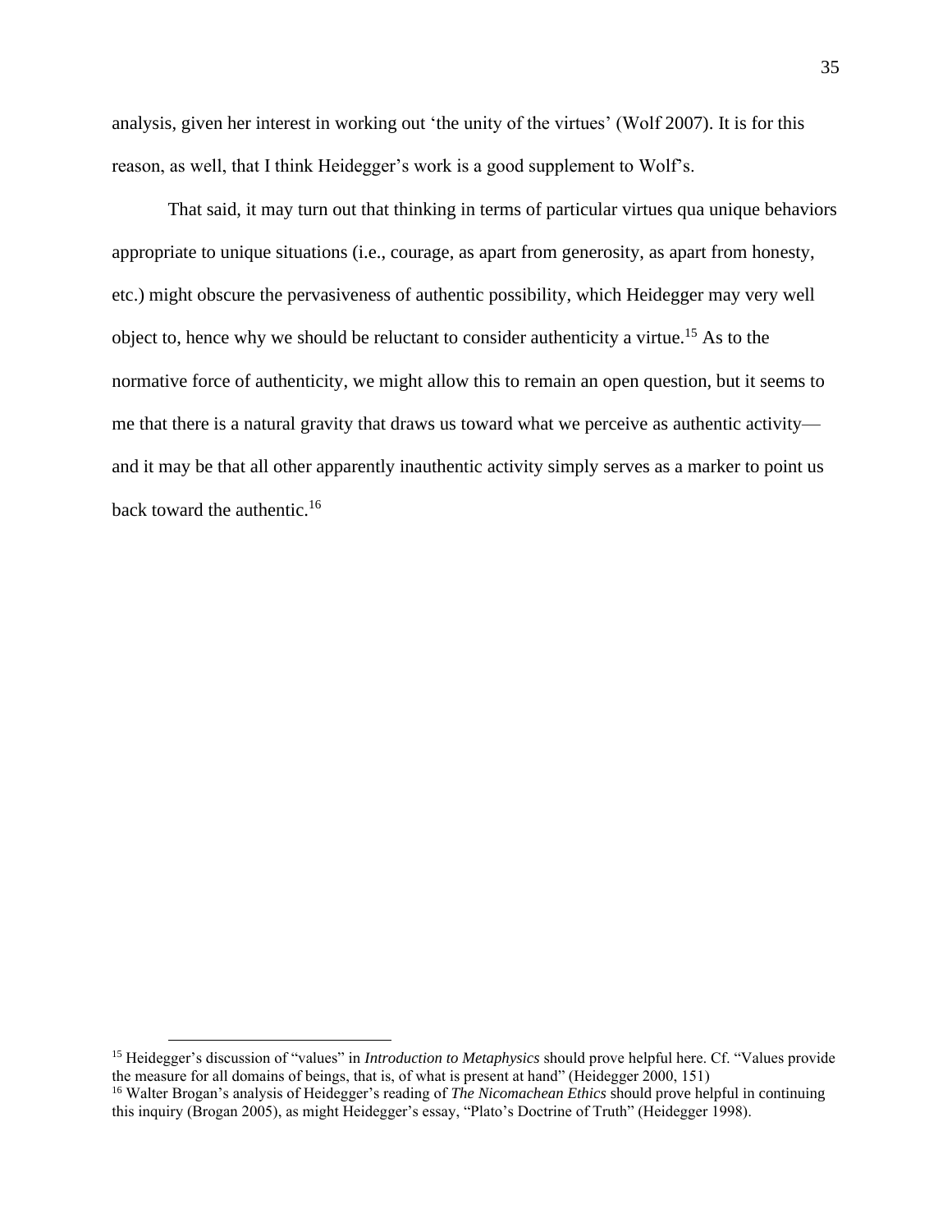analysis, given her interest in working out 'the unity of the virtues' (Wolf 2007). It is for this reason, as well, that I think Heidegger's work is a good supplement to Wolf's.

That said, it may turn out that thinking in terms of particular virtues qua unique behaviors appropriate to unique situations (i.e., courage, as apart from generosity, as apart from honesty, etc.) might obscure the pervasiveness of authentic possibility, which Heidegger may very well object to, hence why we should be reluctant to consider authenticity a virtue.[15] As to the normative force of authenticity, we might allow this to remain an open question, but it seems to me that there is a natural gravity that draws us toward what we perceive as authentic activity—and it may be that all other apparently inauthentic activity simply serves as a marker to point us back toward the authentic.[16]

---

[15] Heidegger's discussion of "values" in *Introduction to Metaphysics* should prove helpful here. Cf. "Values provide the measure for all domains of beings, that is, of what is present at hand" (Heidegger 2000, 151)

[16] Walter Brogan's analysis of Heidegger's reading of *The Nicomachean Ethics* should prove helpful in continuing this inquiry (Brogan 2005), as might Heidegger's essay, "Plato's Doctrine of Truth" (Heidegger 1998).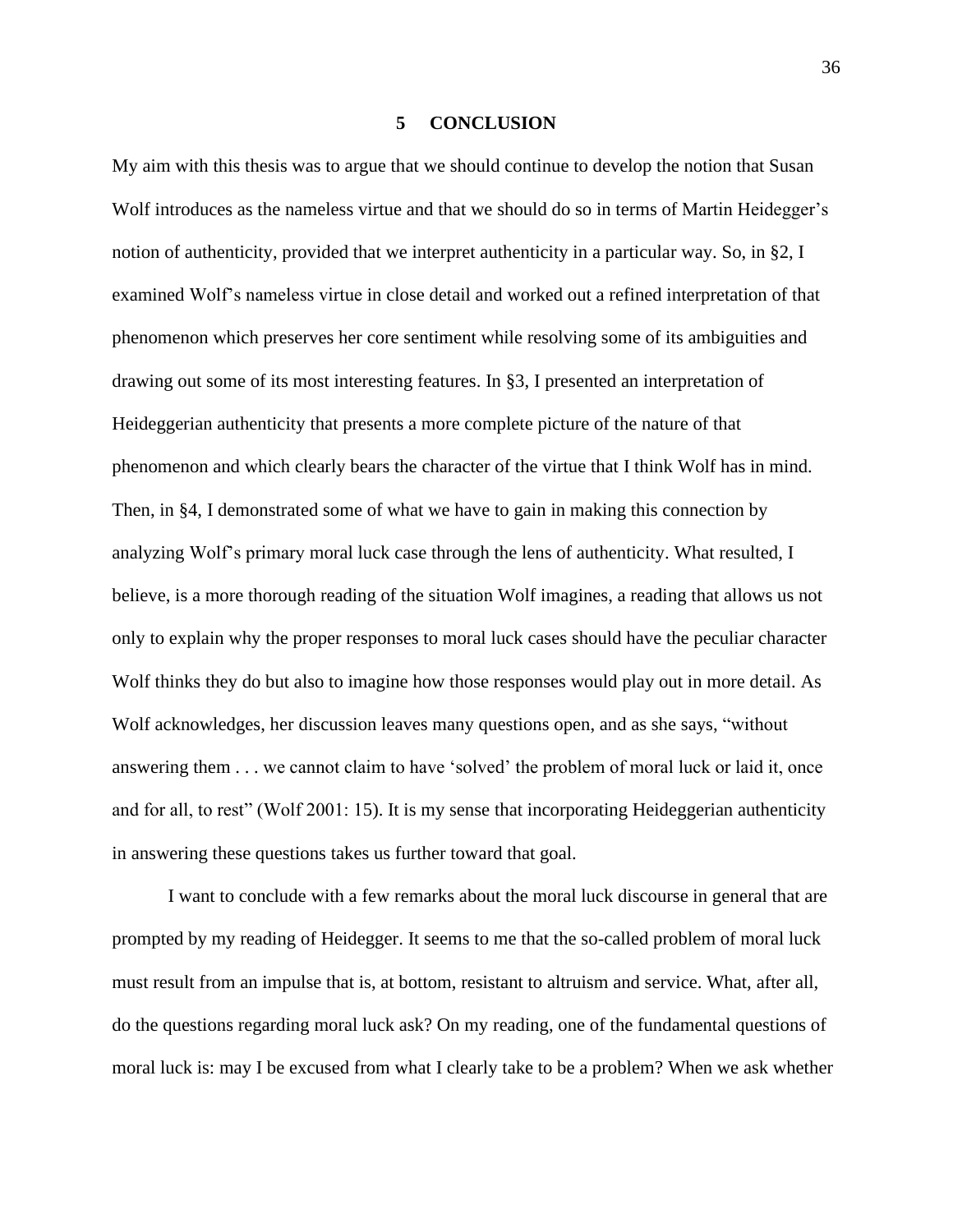# 5 CONCLUSION

My aim with this thesis was to argue that we should continue to develop the notion that Susan Wolf introduces as the nameless virtue and that we should do so in terms of Martin Heidegger's notion of authenticity, provided that we interpret authenticity in a particular way. So, in §2, I examined Wolf's nameless virtue in close detail and worked out a refined interpretation of that phenomenon which preserves her core sentiment while resolving some of its ambiguities and drawing out some of its most interesting features. In §3, I presented an interpretation of Heideggerian authenticity that presents a more complete picture of the nature of that phenomenon and which clearly bears the character of the virtue that I think Wolf has in mind. Then, in §4, I demonstrated some of what we have to gain in making this connection by analyzing Wolf's primary moral luck case through the lens of authenticity. What resulted, I believe, is a more thorough reading of the situation Wolf imagines, a reading that allows us not only to explain why the proper responses to moral luck cases should have the peculiar character Wolf thinks they do but also to imagine how those responses would play out in more detail. As Wolf acknowledges, her discussion leaves many questions open, and as she says, "without answering them . . . we cannot claim to have 'solved' the problem of moral luck or laid it, once and for all, to rest" (Wolf 2001: 15). It is my sense that incorporating Heideggerian authenticity in answering these questions takes us further toward that goal.

I want to conclude with a few remarks about the moral luck discourse in general that are prompted by my reading of Heidegger. It seems to me that the so-called problem of moral luck must result from an impulse that is, at bottom, resistant to altruism and service. What, after all, do the questions regarding moral luck ask? On my reading, one of the fundamental questions of moral luck is: may I be excused from what I clearly take to be a problem? When we ask whether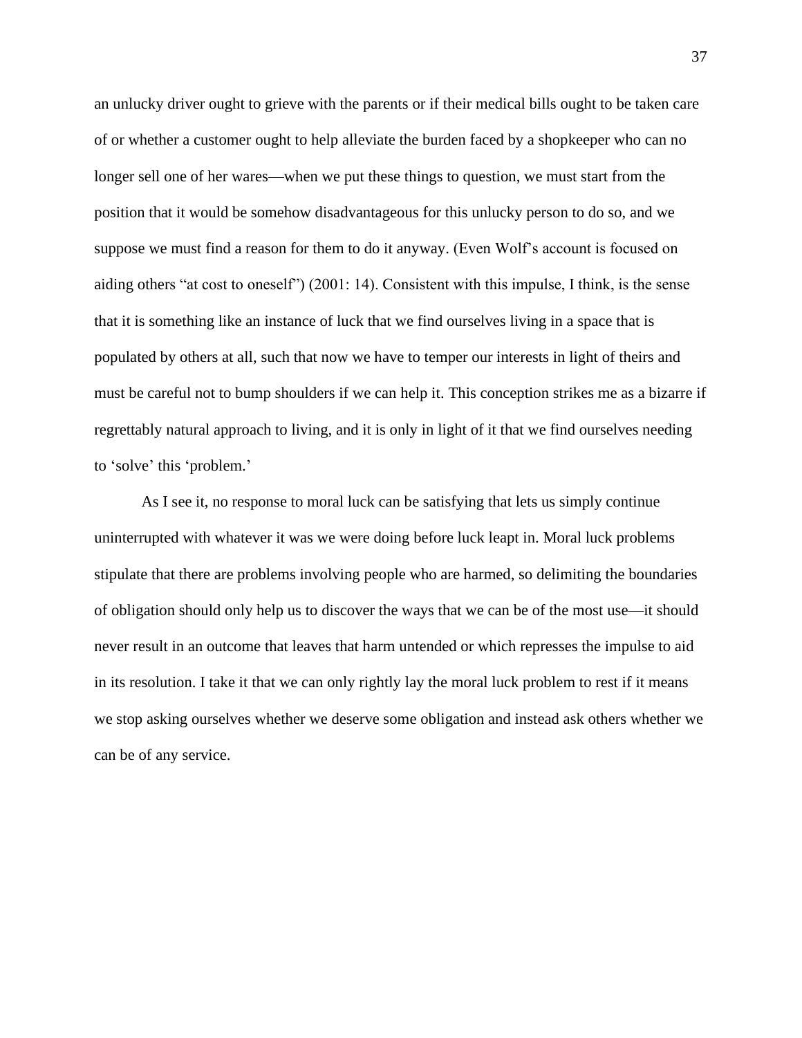an unlucky driver ought to grieve with the parents or if their medical bills ought to be taken care of or whether a customer ought to help alleviate the burden faced by a shopkeeper who can no longer sell one of her wares—when we put these things to question, we must start from the position that it would be somehow disadvantageous for this unlucky person to do so, and we suppose we must find a reason for them to do it anyway. (Even Wolf's account is focused on aiding others "at cost to oneself") (2001: 14). Consistent with this impulse, I think, is the sense that it is something like an instance of luck that we find ourselves living in a space that is populated by others at all, such that now we have to temper our interests in light of theirs and must be careful not to bump shoulders if we can help it. This conception strikes me as a bizarre if regrettably natural approach to living, and it is only in light of it that we find ourselves needing to 'solve' this 'problem.'

As I see it, no response to moral luck can be satisfying that lets us simply continue uninterrupted with whatever it was we were doing before luck leapt in. Moral luck problems stipulate that there are problems involving people who are harmed, so delimiting the boundaries of obligation should only help us to discover the ways that we can be of the most use—it should never result in an outcome that leaves that harm untended or which represses the impulse to aid in its resolution. I take it that we can only rightly lay the moral luck problem to rest if it means we stop asking ourselves whether we deserve some obligation and instead ask others whether we can be of any service.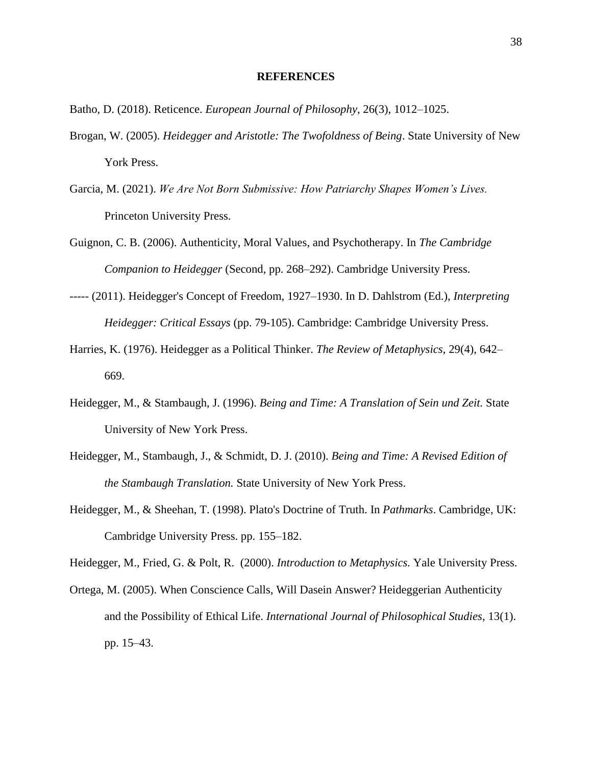## REFERENCES

Batho, D. (2018). Reticence. *European Journal of Philosophy*, 26(3), 1012–1025.

Brogan, W. (2005). *Heidegger and Aristotle: The Twofoldness of Being*. State University of New York Press.

Garcia, M. (2021). *We Are Not Born Submissive: How Patriarchy Shapes Women's Lives.* Princeton University Press.

Guignon, C. B. (2006). Authenticity, Moral Values, and Psychotherapy. In *The Cambridge Companion to Heidegger* (Second, pp. 268–292). Cambridge University Press.

----- (2011). Heidegger's Concept of Freedom, 1927–1930. In D. Dahlstrom (Ed.), *Interpreting Heidegger: Critical Essays* (pp. 79-105). Cambridge: Cambridge University Press.

Harries, K. (1976). Heidegger as a Political Thinker. *The Review of Metaphysics*, 29(4), 642–669.

Heidegger, M., & Stambaugh, J. (1996). *Being and Time: A Translation of Sein und Zeit.* State University of New York Press.

Heidegger, M., Stambaugh, J., & Schmidt, D. J. (2010). *Being and Time: A Revised Edition of the Stambaugh Translation.* State University of New York Press.

Heidegger, M., & Sheehan, T. (1998). Plato's Doctrine of Truth. In *Pathmarks*. Cambridge, UK: Cambridge University Press. pp. 155–182.

Heidegger, M., Fried, G. & Polt, R. (2000). *Introduction to Metaphysics.* Yale University Press.

Ortega, M. (2005). When Conscience Calls, Will Dasein Answer? Heideggerian Authenticity and the Possibility of Ethical Life. *International Journal of Philosophical Studies*, 13(1). pp. 15–43.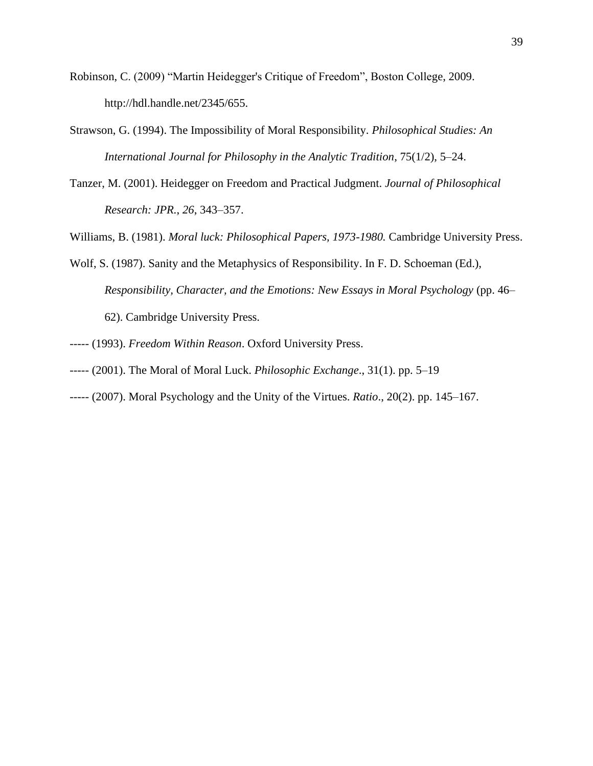Robinson, C. (2009) “Martin Heidegger's Critique of Freedom”, Boston College, 2009. http://hdl.handle.net/2345/655.

Strawson, G. (1994). The Impossibility of Moral Responsibility. *Philosophical Studies: An International Journal for Philosophy in the Analytic Tradition*, 75(1/2), 5–24.

Tanzer, M. (2001). Heidegger on Freedom and Practical Judgment. *Journal of Philosophical Research: JPR.*, *26*, 343–357.

Williams, B. (1981). *Moral luck: Philosophical Papers, 1973-1980.* Cambridge University Press.

Wolf, S. (1987). Sanity and the Metaphysics of Responsibility. In F. D. Schoeman (Ed.), *Responsibility, Character, and the Emotions: New Essays in Moral Psychology* (pp. 46–62). Cambridge University Press.

----- (1993). *Freedom Within Reason*. Oxford University Press.

----- (2001). The Moral of Moral Luck. *Philosophic Exchange*., 31(1). pp. 5–19

----- (2007). Moral Psychology and the Unity of the Virtues. *Ratio*., 20(2). pp. 145–167.